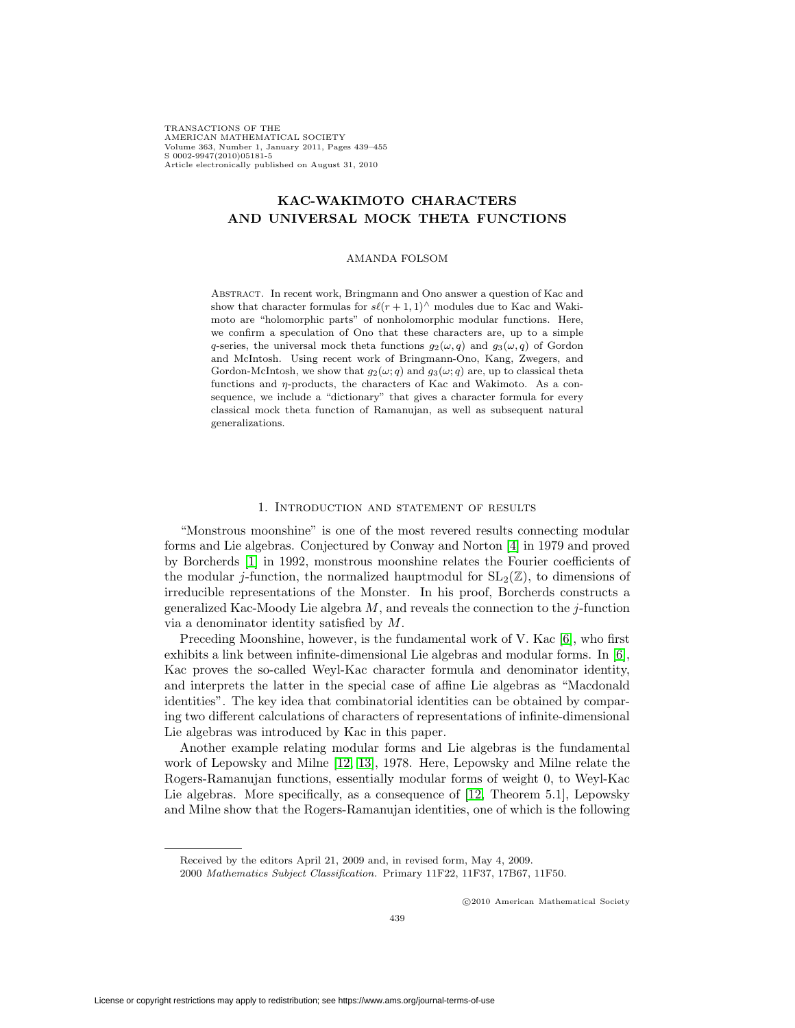# KAC-WAKIMOTO CHARACTERS AND UNIVERSAL MOCK THETA FUNCTIONS

AMANDA FOLSOM

Abstract. In recent work, Bringmann and Ono answer a question of Kac and show that character formulas for $s\ell(r+1,1)^\wedge$ modules due to Kac and Wakimoto are "holomorphic parts" of nonholomorphic modular functions. Here, we confirm a speculation of Ono that these characters are, up to a simple $q$-series, the universal mock theta functions $g_2(\omega, q)$ and $g_3(\omega, q)$ of Gordon and McIntosh. Using recent work of Bringmann-Ono, Kang, Zwegers, and Gordon-McIntosh, we show that $g_2(\omega; q)$ and $g_3(\omega; q)$ are, up to classical theta functions and $\eta$-products, the characters of Kac and Wakimoto. As a consequence, we include a "dictionary" that gives a character formula for every classical mock theta function of Ramanujan, as well as subsequent natural generalizations.

## 1. Introduction and statement of results

"Monstrous moonshine" is one of the most revered results connecting modular forms and Lie algebras. Conjectured by Conway and Norton [4] in 1979 and proved by Borcherds [1] in 1992, monstrous moonshine relates the Fourier coefficients of the modular $j$-function, the normalized hauptmodul for $\mathrm{SL}_2(\mathbb{Z})$, to dimensions of irreducible representations of the Monster. In his proof, Borcherds constructs a generalized Kac-Moody Lie algebra $M$, and reveals the connection to the $j$-function via a denominator identity satisfied by $M$.

Preceding Moonshine, however, is the fundamental work of V. Kac [6], who first exhibits a link between infinite-dimensional Lie algebras and modular forms. In [6], Kac proves the so-called Weyl-Kac character formula and denominator identity, and interprets the latter in the special case of affine Lie algebras as "Macdonald identities". The key idea that combinatorial identities can be obtained by comparing two different calculations of characters of representations of infinite-dimensional Lie algebras was introduced by Kac in this paper.

Another example relating modular forms and Lie algebras is the fundamental work of Lepowsky and Milne [12, 13], 1978. Here, Lepowsky and Milne relate the Rogers-Ramanujan functions, essentially modular forms of weight 0, to Weyl-Kac Lie algebras. More specifically, as a consequence of [12, Theorem 5.1], Lepowsky and Milne show that the Rogers-Ramanujan identities, one of which is the following

Received by the editors April 21, 2009 and, in revised form, May 4, 2009.

2000 *Mathematics Subject Classification.* Primary 11F22, 11F37, 17B67, 11F50.

©2010 American Mathematical Society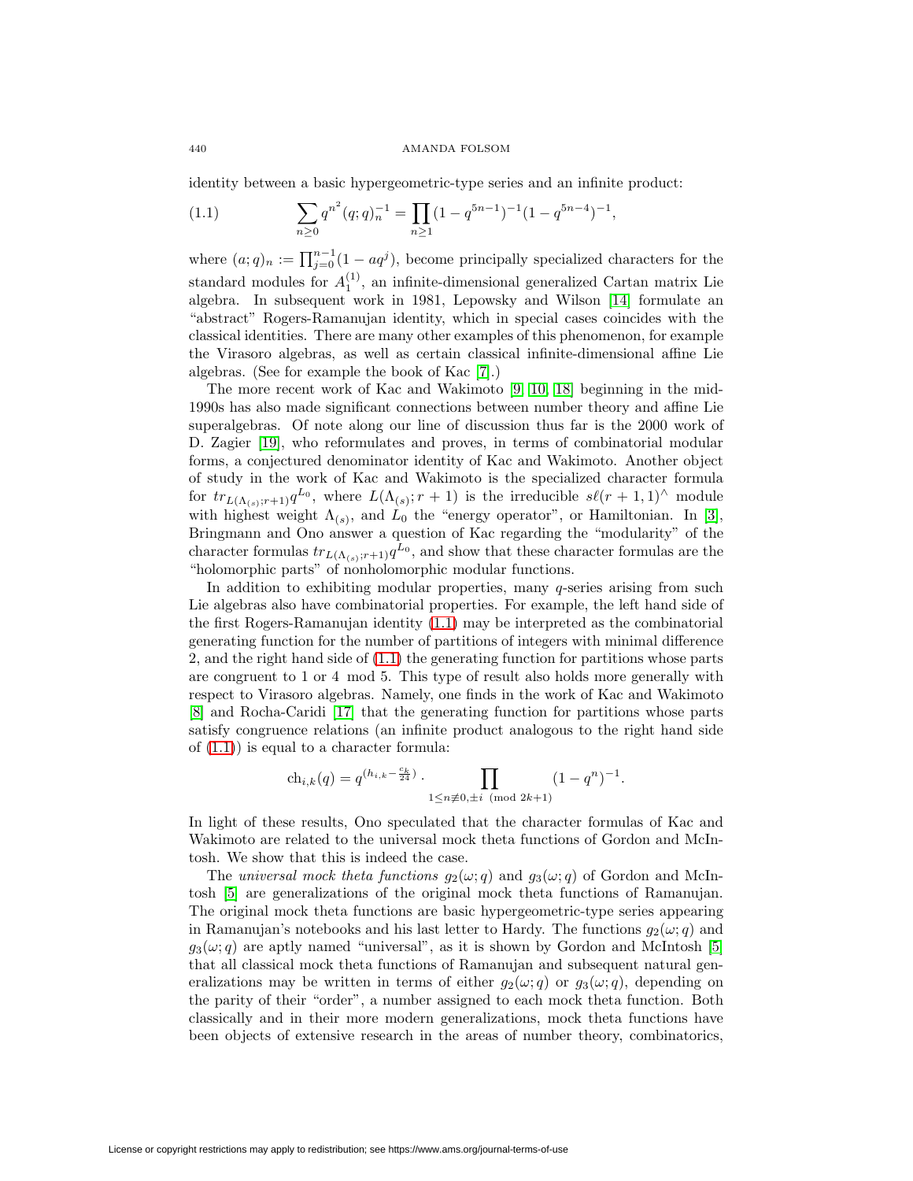identity between a basic hypergeometric-type series and an infinite product:

$$\sum_{n\geq 0} q^{n^2}(q;q)_n^{-1} = \prod_{n\geq 1}(1-q^{5n-1})^{-1}(1-q^{5n-4})^{-1}, \tag{1.1}$$

where $(a;q)_n := \prod_{j=0}^{n-1}(1-aq^j)$, become principally specialized characters for the standard modules for $A_1^{(1)}$, an infinite-dimensional generalized Cartan matrix Lie algebra. In subsequent work in 1981, Lepowsky and Wilson [14] formulate an "abstract" Rogers-Ramanujan identity, which in special cases coincides with the classical identities. There are many other examples of this phenomenon, for example the Virasoro algebras, as well as certain classical infinite-dimensional affine Lie algebras. (See for example the book of Kac [7].)

The more recent work of Kac and Wakimoto [9, 10, 18] beginning in the mid-1990s has also made significant connections between number theory and affine Lie superalgebras. Of note along our line of discussion thus far is the 2000 work of D. Zagier [19], who reformulates and proves, in terms of combinatorial modular forms, a conjectured denominator identity of Kac and Wakimoto. Another object of study in the work of Kac and Wakimoto is the specialized character formula for $tr_{L(\Lambda_{(s)};r+1)}q^{L_0}$, where $L(\Lambda_{(s)};r+1)$ is the irreducible $s\ell(r+1,1)^\wedge$ module with highest weight $\Lambda_{(s)}$, and $L_0$ the "energy operator", or Hamiltonian. In [3], Bringmann and Ono answer a question of Kac regarding the "modularity" of the character formulas $tr_{L(\Lambda_{(s)};r+1)}q^{L_0}$, and show that these character formulas are the "holomorphic parts" of nonholomorphic modular functions.

In addition to exhibiting modular properties, many $q$-series arising from such Lie algebras also have combinatorial properties. For example, the left hand side of the first Rogers-Ramanujan identity (1.1) may be interpreted as the combinatorial generating function for the number of partitions of integers with minimal difference 2, and the right hand side of (1.1) the generating function for partitions whose parts are congruent to 1 or 4 mod 5. This type of result also holds more generally with respect to Virasoro algebras. Namely, one finds in the work of Kac and Wakimoto [8] and Rocha-Caridi [17] that the generating function for partitions whose parts satisfy congruence relations (an infinite product analogous to the right hand side of (1.1)) is equal to a character formula:

$$\mathrm{ch}_{i,k}(q) = q^{(h_{i,k}-\frac{c_k}{24})}\cdot \prod_{1\leq n\not\equiv 0,\pm i \pmod{2k+1}}(1-q^n)^{-1}.$$

In light of these results, Ono speculated that the character formulas of Kac and Wakimoto are related to the universal mock theta functions of Gordon and McIntosh. We show that this is indeed the case.

The *universal mock theta functions* $g_2(\omega;q)$ and $g_3(\omega;q)$ of Gordon and McIntosh [5] are generalizations of the original mock theta functions of Ramanujan. The original mock theta functions are basic hypergeometric-type series appearing in Ramanujan's notebooks and his last letter to Hardy. The functions $g_2(\omega;q)$ and $g_3(\omega;q)$ are aptly named "universal", as it is shown by Gordon and McIntosh [5] that all classical mock theta functions of Ramanujan and subsequent natural generalizations may be written in terms of either $g_2(\omega;q)$ or $g_3(\omega;q)$, depending on the parity of their "order", a number assigned to each mock theta function. Both classically and in their more modern generalizations, mock theta functions have been objects of extensive research in the areas of number theory, combinatorics,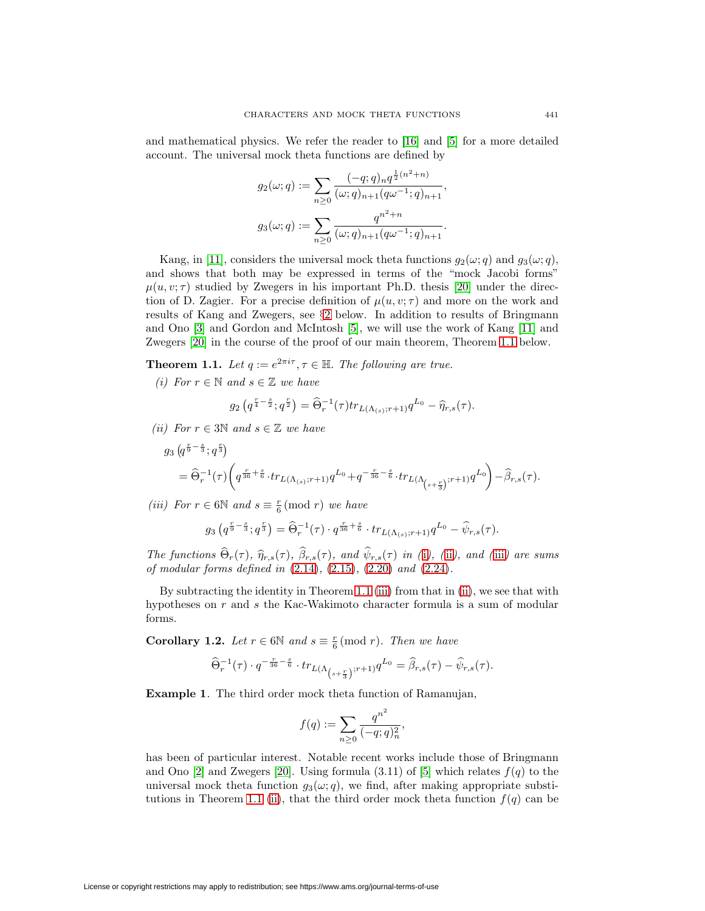and mathematical physics. We refer the reader to [16] and [5] for a more detailed account. The universal mock theta functions are defined by

$$g_2(\omega;q) := \sum_{n\geq 0} \frac{(-q;q)_n q^{\frac{1}{2}(n^2+n)}}{(\omega;q)_{n+1}(q\omega^{-1};q)_{n+1}},$$

$$g_3(\omega;q) := \sum_{n\geq 0} \frac{q^{n^2+n}}{(\omega;q)_{n+1}(q\omega^{-1};q)_{n+1}}.$$

Kang, in [11], considers the universal mock theta functions $g_2(\omega;q)$ and $g_3(\omega;q)$, and shows that both may be expressed in terms of the "mock Jacobi forms" $\mu(u,v;\tau)$ studied by Zwegers in his important Ph.D. thesis [20] under the direction of D. Zagier. For a precise definition of $\mu(u,v;\tau)$ and more on the work and results of Kang and Zwegers, see §2 below. In addition to results of Bringmann and Ono [3] and Gordon and McIntosh [5], we will use the work of Kang [11] and Zwegers [20] in the course of the proof of our main theorem, Theorem 1.1 below.

**Theorem 1.1.** *Let $q := e^{2\pi i\tau}, \tau \in \mathbb{H}$. The following are true.*

*(i) For $r \in \mathbb{N}$ and $s \in \mathbb{Z}$ we have*

$$g_2\left(q^{\frac{r}{4}-\frac{s}{2}};q^{\frac{r}{2}}\right) = \widehat{\Theta}_r^{-1}(\tau) tr_{L(\Lambda_{(s)};r+1)} q^{L_0} - \widehat{\eta}_{r,s}(\tau).$$

*(ii) For $r \in 3\mathbb{N}$ and $s \in \mathbb{Z}$ we have*

$$g_3\left(q^{\frac{r}{9}-\frac{s}{3}};q^{\frac{r}{3}}\right) = \widehat{\Theta}_r^{-1}(\tau)\left(q^{\frac{r}{36}+\frac{s}{6}} \cdot tr_{L(\Lambda_{(s)};r+1)} q^{L_0} + q^{-\frac{r}{36}-\frac{s}{6}} \cdot tr_{L(\Lambda_{\left(s+\frac{r}{3}\right)};r+1)} q^{L_0}\right) - \widehat{\beta}_{r,s}(\tau).$$

*(iii) For $r \in 6\mathbb{N}$ and $s \equiv \frac{r}{6} \,(\mathrm{mod}\ r)$ we have*

$$g_3\left(q^{\frac{r}{9}-\frac{s}{3}};q^{\frac{r}{3}}\right) = \widehat{\Theta}_r^{-1}(\tau) \cdot q^{\frac{r}{36}+\frac{s}{6}} \cdot tr_{L(\Lambda_{(s)};r+1)} q^{L_0} - \widehat{\psi}_{r,s}(\tau).$$

*The functions $\widehat{\Theta}_r(\tau)$, $\widehat{\eta}_{r,s}(\tau)$, $\widehat{\beta}_{r,s}(\tau)$, and $\widehat{\psi}_{r,s}(\tau)$ in (i), (ii), and (iii) are sums of modular forms defined in (2.14), (2.15), (2.20) and (2.24).*

By subtracting the identity in Theorem 1.1 (iii) from that in (ii), we see that with hypotheses on $r$ and $s$ the Kac-Wakimoto character formula is a sum of modular forms.

**Corollary 1.2.** *Let $r \in 6\mathbb{N}$ and $s \equiv \frac{r}{6} \,(\mathrm{mod}\ r)$. Then we have*

$$\widehat{\Theta}_r^{-1}(\tau) \cdot q^{-\frac{r}{36}-\frac{s}{6}} \cdot tr_{L(\Lambda_{\left(s+\frac{r}{3}\right)};r+1)} q^{L_0} = \widehat{\beta}_{r,s}(\tau) - \widehat{\psi}_{r,s}(\tau).$$

**Example 1**. The third order mock theta function of Ramanujan,

$$f(q) := \sum_{n\geq 0} \frac{q^{n^2}}{(-q;q)_n^2},$$

has been of particular interest. Notable recent works include those of Bringmann and Ono [2] and Zwegers [20]. Using formula (3.11) of [5] which relates $f(q)$ to the universal mock theta function $g_3(\omega;q)$, we find, after making appropriate substitutions in Theorem 1.1 (ii), that the third order mock theta function $f(q)$ can be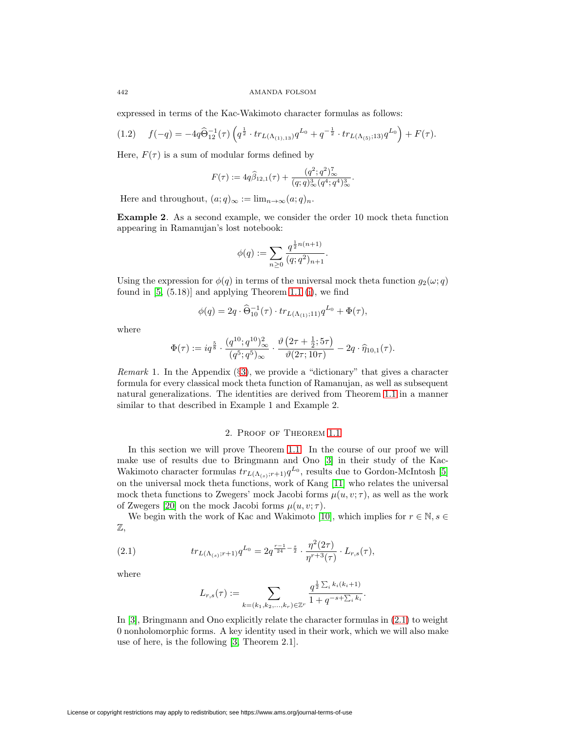expressed in terms of the Kac-Wakimoto character formulas as follows:

$$f(-q) = -4q\widehat{\Theta}_{12}^{-1}(\tau)\left(q^{\frac{1}{2}} \cdot tr_{L(\Lambda_{(1)},13)}q^{L_0} + q^{-\frac{1}{2}} \cdot tr_{L(\Lambda_{(5)};13)}q^{L_0}\right) + F(\tau). \tag{1.2}$$

Here, $F(\tau)$ is a sum of modular forms defined by

$$F(\tau) := 4q\widehat{\beta}_{12,1}(\tau) + \frac{(q^2;q^2)_\infty^7}{(q;q)_\infty^3(q^4;q^4)_\infty^3}.$$

Here and throughout, $(a;q)_\infty := \lim_{n\to\infty}(a;q)_n$.

**Example 2**. As a second example, we consider the order 10 mock theta function appearing in Ramanujan's lost notebook:

$$\phi(q) := \sum_{n\geq 0} \frac{q^{\frac{1}{2}n(n+1)}}{(q;q^2)_{n+1}}.$$

Using the expression for $\phi(q)$ in terms of the universal mock theta function $g_2(\omega;q)$ found in [5, (5.18)] and applying Theorem 1.1 (i), we find

$$\phi(q) = 2q \cdot \widehat{\Theta}_{10}^{-1}(\tau) \cdot tr_{L(\Lambda_{(1)};11)}q^{L_0} + \Phi(\tau),$$

where

$$\Phi(\tau) := iq^{\frac{5}{8}} \cdot \frac{(q^{10};q^{10})_\infty^2}{(q^5;q^5)_\infty} \cdot \frac{\vartheta\left(2\tau + \frac{1}{2}; 5\tau\right)}{\vartheta(2\tau;10\tau)} - 2q \cdot \widehat{\eta}_{10,1}(\tau).$$

*Remark* 1. In the Appendix (§3), we provide a "dictionary" that gives a character formula for every classical mock theta function of Ramanujan, as well as subsequent natural generalizations. The identities are derived from Theorem 1.1 in a manner similar to that described in Example 1 and Example 2.

## 2. Proof of Theorem 1.1

In this section we will prove Theorem 1.1. In the course of our proof we will make use of results due to Bringmann and Ono [3] in their study of the Kac-Wakimoto character formulas $tr_{L(\Lambda_{(s)};r+1)}q^{L_0}$, results due to Gordon-McIntosh [5] on the universal mock theta functions, work of Kang [11] who relates the universal mock theta functions to Zwegers' mock Jacobi forms $\mu(u,v;\tau)$, as well as the work of Zwegers [20] on the mock Jacobi forms $\mu(u,v;\tau)$.

We begin with the work of Kac and Wakimoto [10], which implies for $r \in \mathbb{N}, s \in \mathbb{Z}$,

$$tr_{L(\Lambda_{(s)};r+1)}q^{L_0} = 2q^{\frac{r-1}{24}-\frac{s}{2}} \cdot \frac{\eta^2(2\tau)}{\eta^{r+3}(\tau)} \cdot L_{r,s}(\tau), \tag{2.1}$$

where

$$L_{r,s}(\tau) := \sum_{k=(k_1,k_2,\ldots,k_r)\in\mathbb{Z}^r} \frac{q^{\frac{1}{2}\sum_i k_i(k_i+1)}}{1+q^{-s+\sum_i k_i}}.$$

In [3], Bringmann and Ono explicitly relate the character formulas in (2.1) to weight 0 nonholomorphic forms. A key identity used in their work, which we will also make use of here, is the following [3, Theorem 2.1].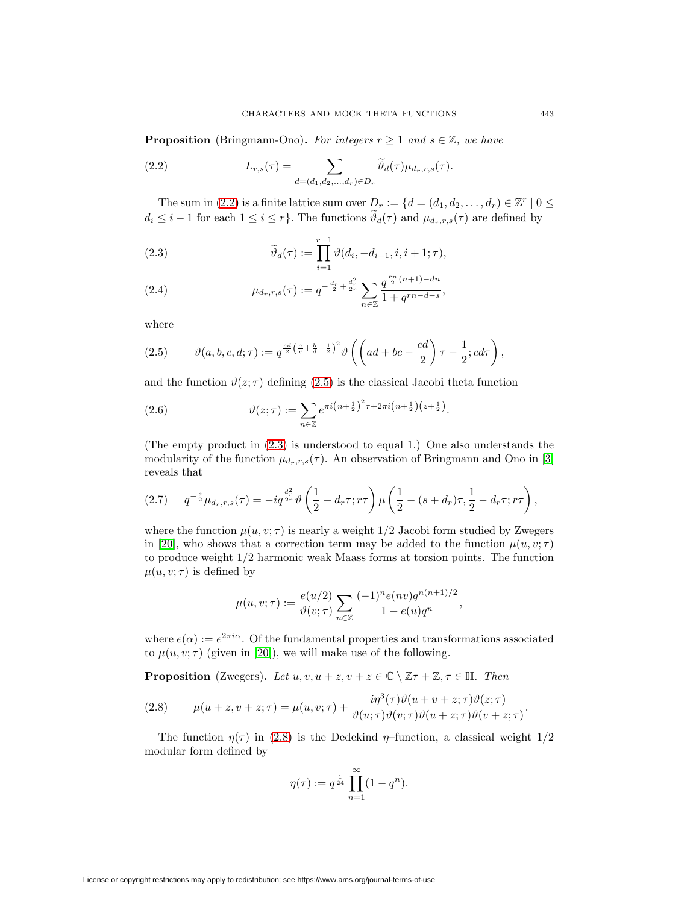**Proposition** (Bringmann-Ono)**.** *For integers $r \geq 1$ and $s \in \mathbb{Z}$, we have*

$$L_{r,s}(\tau) = \sum_{d=(d_1,d_2,\ldots,d_r)\in D_r} \widetilde{\vartheta}_d(\tau)\mu_{d_r,r,s}(\tau). \tag{2.2}$$

The sum in (2.2) is a finite lattice sum over $D_r := \{d = (d_1, d_2, \ldots, d_r) \in \mathbb{Z}^r \mid 0 \leq d_i \leq i-1 \text{ for each } 1 \leq i \leq r\}$. The functions $\widetilde{\vartheta}_d(\tau)$ and $\mu_{d_r,r,s}(\tau)$ are defined by

$$\widetilde{\vartheta}_d(\tau) := \prod_{i=1}^{r-1} \vartheta(d_i, -d_{i+1}, i, i+1; \tau), \tag{2.3}$$

$$\mu_{d_r,r,s}(\tau) := q^{-\frac{d_r}{2}+\frac{d_r^2}{2r}} \sum_{n\in\mathbb{Z}} \frac{q^{\frac{rn}{2}(n+1)-dn}}{1+q^{rn-d-s}}, \tag{2.4}$$

where

$$\vartheta(a, b, c, d; \tau) := q^{\frac{cd}{2}\left(\frac{a}{c}+\frac{b}{d}-\frac{1}{2}\right)^2} \vartheta\left(\left(ad + bc - \frac{cd}{2}\right)\tau - \frac{1}{2}; cd\tau\right), \tag{2.5}$$

and the function $\vartheta(z;\tau)$ defining (2.5) is the classical Jacobi theta function

$$\vartheta(z;\tau) := \sum_{n\in\mathbb{Z}} e^{\pi i\left(n+\frac{1}{2}\right)^2\tau + 2\pi i\left(n+\frac{1}{2}\right)\left(z+\frac{1}{2}\right)}. \tag{2.6}$$

(The empty product in (2.3) is understood to equal 1.) One also understands the modularity of the function $\mu_{d_r,r,s}(\tau)$. An observation of Bringmann and Ono in [3] reveals that

$$q^{-\frac{s}{2}}\mu_{d_r,r,s}(\tau) = -iq^{\frac{d_r^2}{2r}}\vartheta\left(\frac{1}{2} - d_r\tau; r\tau\right)\mu\left(\frac{1}{2} - (s+d_r)\tau, \frac{1}{2} - d_r\tau; r\tau\right), \tag{2.7}$$

where the function $\mu(u, v; \tau)$ is nearly a weight 1/2 Jacobi form studied by Zwegers in [20], who shows that a correction term may be added to the function $\mu(u, v; \tau)$ to produce weight 1/2 harmonic weak Maass forms at torsion points. The function $\mu(u, v; \tau)$ is defined by

$$\mu(u, v; \tau) := \frac{e(u/2)}{\vartheta(v;\tau)} \sum_{n\in\mathbb{Z}} \frac{(-1)^n e(nv) q^{n(n+1)/2}}{1 - e(u)q^n},$$

where $e(\alpha) := e^{2\pi i\alpha}$. Of the fundamental properties and transformations associated to $\mu(u, v; \tau)$ (given in [20]), we will make use of the following.

**Proposition** (Zwegers)**.** *Let $u, v, u+z, v+z \in \mathbb{C} \setminus \mathbb{Z}\tau + \mathbb{Z}, \tau \in \mathbb{H}$. Then*

$$\mu(u+z, v+z; \tau) = \mu(u, v; \tau) + \frac{i\eta^3(\tau)\vartheta(u+v+z;\tau)\vartheta(z;\tau)}{\vartheta(u;\tau)\vartheta(v;\tau)\vartheta(u+z;\tau)\vartheta(v+z;\tau)}. \tag{2.8}$$

The function $\eta(\tau)$ in (2.8) is the Dedekind $\eta$–function, a classical weight 1/2 modular form defined by

$$\eta(\tau) := q^{\frac{1}{24}} \prod_{n=1}^{\infty} (1 - q^n).$$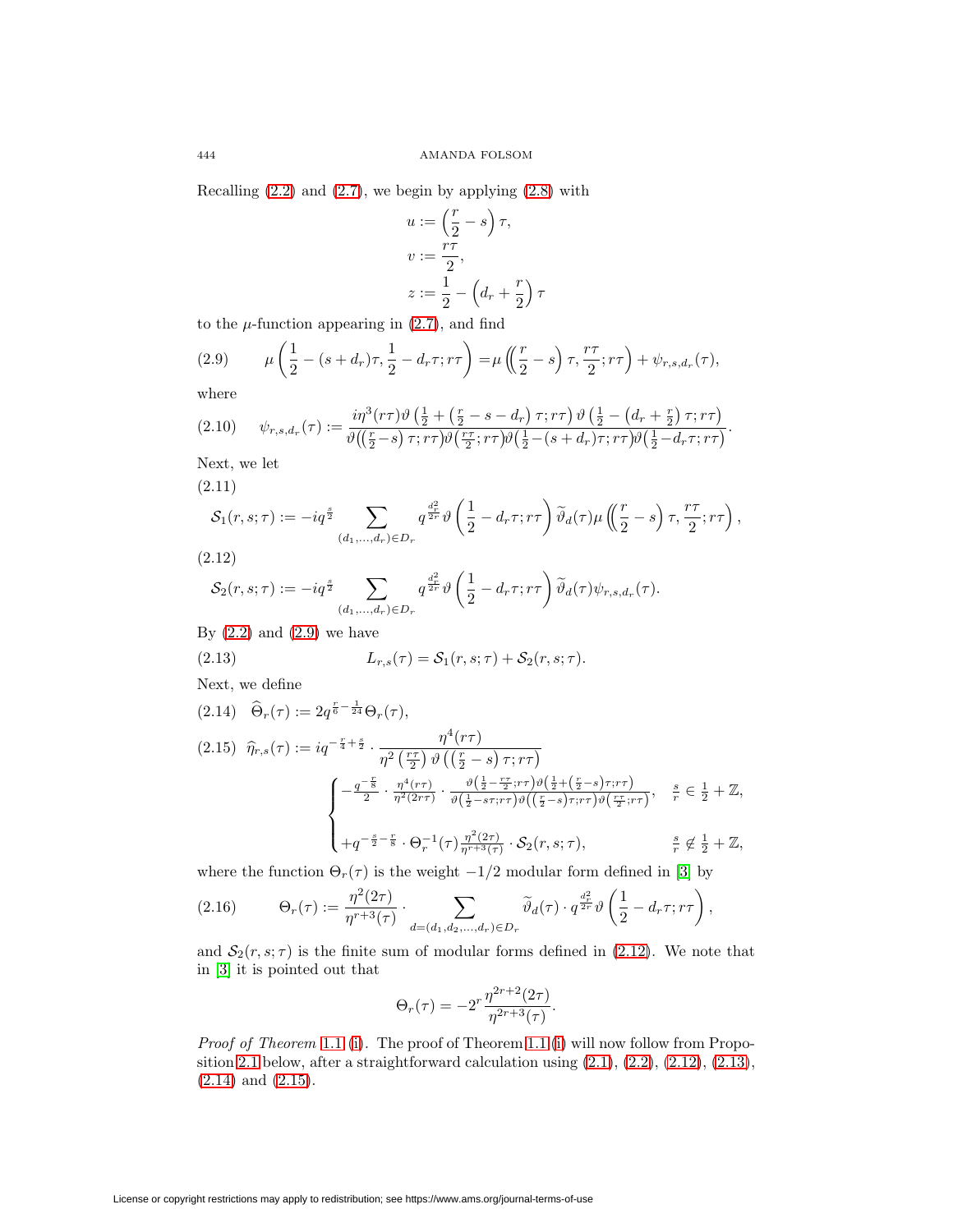Recalling (2.2) and (2.7), we begin by applying (2.8) with

$$u := \left(\frac{r}{2} - s\right)\tau,$$
$$v := \frac{r\tau}{2},$$
$$z := \frac{1}{2} - \left(d_r + \frac{r}{2}\right)\tau$$

to the $\mu$-function appearing in (2.7), and find

$$\mu\left(\frac{1}{2} - (s+d_r)\tau, \frac{1}{2} - d_r\tau; r\tau\right) = \mu\left(\left(\frac{r}{2} - s\right)\tau, \frac{r\tau}{2}; r\tau\right) + \psi_{r,s,d_r}(\tau), \tag{2.9}$$

where

$$\psi_{r,s,d_r}(\tau) := \frac{i\eta^3(r\tau)\vartheta\left(\frac{1}{2} + \left(\frac{r}{2} - s - d_r\right)\tau; r\tau\right)\vartheta\left(\frac{1}{2} - \left(d_r + \frac{r}{2}\right)\tau; r\tau\right)}{\vartheta\left(\left(\frac{r}{2} - s\right)\tau; r\tau\right)\vartheta\left(\frac{r\tau}{2}; r\tau\right)\vartheta\left(\frac{1}{2} - (s+d_r)\tau; r\tau\right)\vartheta\left(\frac{1}{2} - d_r\tau; r\tau\right)}. \tag{2.10}$$

Next, we let

$$\mathcal{S}_1(r,s;\tau) := -iq^{\frac{s}{2}} \sum_{(d_1,\ldots,d_r)\in D_r} q^{\frac{d_r^2}{2r}}\vartheta\left(\frac{1}{2} - d_r\tau; r\tau\right)\widetilde{\vartheta}_d(\tau)\mu\left(\left(\frac{r}{2} - s\right)\tau, \frac{r\tau}{2}; r\tau\right), \tag{2.11}$$

$$\mathcal{S}_2(r,s;\tau) := -iq^{\frac{s}{2}} \sum_{(d_1,\ldots,d_r)\in D_r} q^{\frac{d_r^2}{2r}}\vartheta\left(\frac{1}{2} - d_r\tau; r\tau\right)\widetilde{\vartheta}_d(\tau)\psi_{r,s,d_r}(\tau). \tag{2.12}$$

By (2.2) and (2.9) we have

$$L_{r,s}(\tau) = \mathcal{S}_1(r,s;\tau) + \mathcal{S}_2(r,s;\tau). \tag{2.13}$$

Next, we define

$$\widehat{\Theta}_r(\tau) := 2q^{\frac{r}{6} - \frac{1}{24}}\Theta_r(\tau), \tag{2.14}$$

$$\widehat{\eta}_{r,s}(\tau) := iq^{-\frac{r}{4} + \frac{s}{2}} \cdot \frac{\eta^4(r\tau)}{\eta^2\left(\frac{r\tau}{2}\right)\vartheta\left(\left(\frac{r}{2} - s\right)\tau; r\tau\right)}$$
$$\begin{cases} -\frac{q^{-\frac{r}{8}}}{2} \cdot \frac{\eta^4(r\tau)}{\eta^2(2r\tau)} \cdot \frac{\vartheta\left(\frac{1}{2} - \frac{r\tau}{2}; r\tau\right)\vartheta\left(\frac{1}{2} + \left(\frac{r}{2} - s\right)\tau; r\tau\right)}{\vartheta\left(\frac{1}{2} - s\tau; r\tau\right)\vartheta\left(\left(\frac{r}{2} - s\right)\tau; r\tau\right)\vartheta\left(\frac{r\tau}{2}; r\tau\right)}, & \frac{s}{r} \in \frac{1}{2} + \mathbb{Z}, \\ +q^{-\frac{s}{2} - \frac{r}{8}} \cdot \Theta_r^{-1}(\tau)\frac{\eta^2(2\tau)}{\eta^{r+3}(\tau)} \cdot \mathcal{S}_2(r,s;\tau), & \frac{s}{r} \notin \frac{1}{2} + \mathbb{Z}, \end{cases} \tag{2.15}$$

where the function $\Theta_r(\tau)$ is the weight $-1/2$ modular form defined in [3] by

$$\Theta_r(\tau) := \frac{\eta^2(2\tau)}{\eta^{r+3}(\tau)} \cdot \sum_{d=(d_1,d_2,\ldots,d_r)\in D_r} \widetilde{\vartheta}_d(\tau) \cdot q^{\frac{d_r^2}{2r}}\vartheta\left(\frac{1}{2} - d_r\tau; r\tau\right), \tag{2.16}$$

and $\mathcal{S}_2(r,s;\tau)$ is the finite sum of modular forms defined in (2.12). We note that in [3] it is pointed out that

$$\Theta_r(\tau) = -2^r\frac{\eta^{2r+2}(2\tau)}{\eta^{2r+3}(\tau)}.$$

*Proof of Theorem* 1.1 (i). The proof of Theorem 1.1 (i) will now follow from Proposition 2.1 below, after a straightforward calculation using (2.1), (2.2), (2.12), (2.13), (2.14) and (2.15).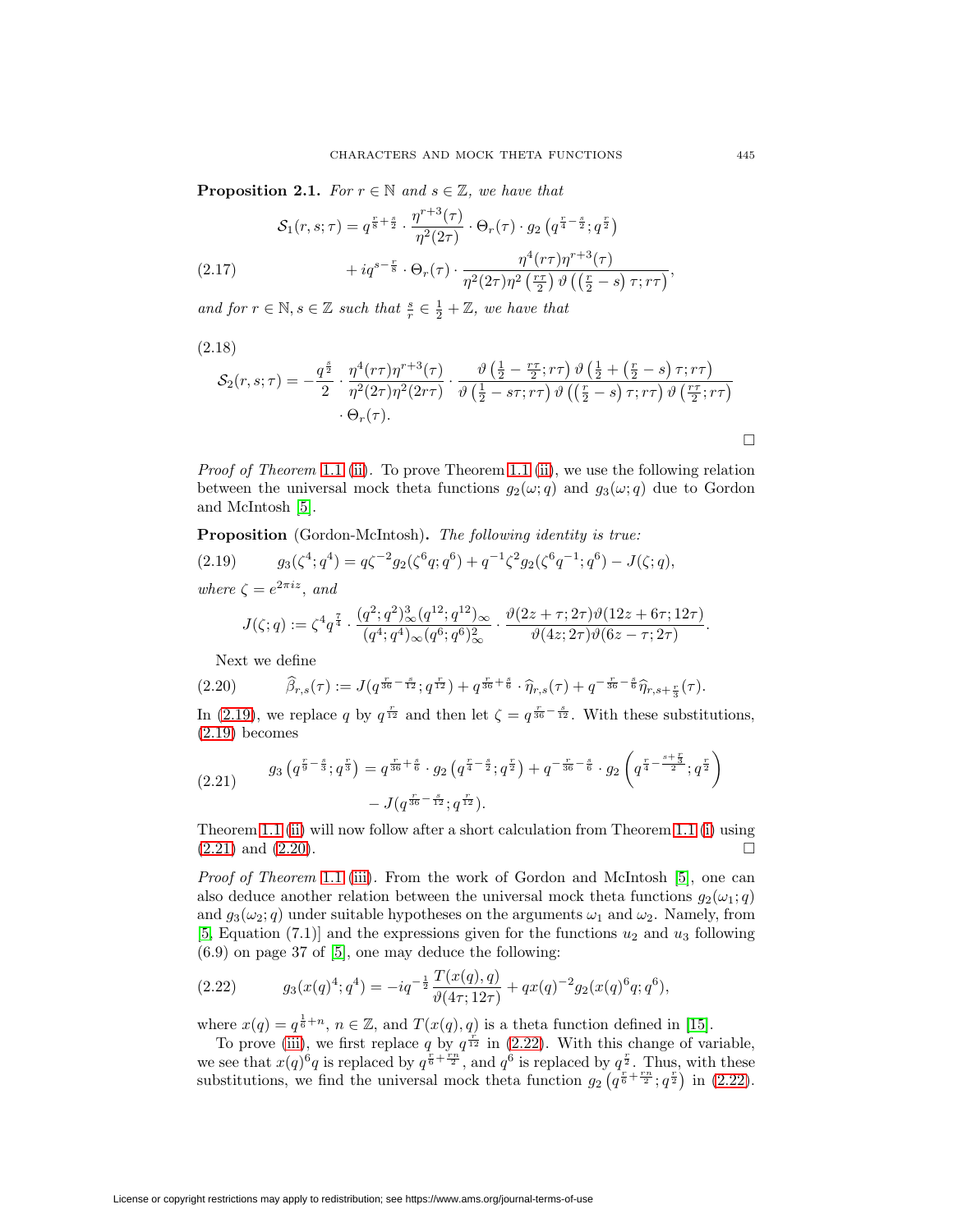**Proposition 2.1.** *For $r \in \mathbb{N}$ and $s \in \mathbb{Z}$, we have that*

$$\mathcal{S}_1(r,s;\tau) = q^{\frac{r}{8}+\frac{s}{2}} \cdot \frac{\eta^{r+3}(\tau)}{\eta^2(2\tau)} \cdot \Theta_r(\tau) \cdot g_2\left(q^{\frac{r}{4}-\frac{s}{2}}; q^{\frac{r}{2}}\right)$$

$$+ iq^{s-\frac{r}{8}} \cdot \Theta_r(\tau) \cdot \frac{\eta^4(r\tau)\eta^{r+3}(\tau)}{\eta^2(2\tau)\eta^2\left(\frac{r\tau}{2}\right)\vartheta\left(\left(\frac{r}{2}-s\right)\tau; r\tau\right)}, \tag{2.17}$$

*and for $r \in \mathbb{N}, s \in \mathbb{Z}$ such that $\frac{s}{r} \in \frac{1}{2} + \mathbb{Z}$, we have that*

$$\mathcal{S}_2(r,s;\tau) = -\frac{q^{\frac{s}{2}}}{2} \cdot \frac{\eta^4(r\tau)\eta^{r+3}(\tau)}{\eta^2(2\tau)\eta^2(2r\tau)} \cdot \frac{\vartheta\left(\frac{1}{2}-\frac{r\tau}{2}; r\tau\right)\vartheta\left(\frac{1}{2}+\left(\frac{r}{2}-s\right)\tau; r\tau\right)}{\vartheta\left(\frac{1}{2}-s\tau; r\tau\right)\vartheta\left(\left(\frac{r}{2}-s\right)\tau; r\tau\right)\vartheta\left(\frac{r\tau}{2}; r\tau\right)} \cdot \Theta_r(\tau). \tag{2.18}$$

□

*Proof of Theorem* 1.1 (ii). To prove Theorem 1.1 (ii), we use the following relation between the universal mock theta functions $g_2(\omega; q)$ and $g_3(\omega; q)$ due to Gordon and McIntosh [5].

**Proposition** (Gordon-McIntosh)**.** *The following identity is true:*

$$g_3(\zeta^4; q^4) = q\zeta^{-2} g_2(\zeta^6 q; q^6) + q^{-1}\zeta^2 g_2(\zeta^6 q^{-1}; q^6) - J(\zeta; q), \tag{2.19}$$

*where $\zeta = e^{2\pi i z}$, and*

$$J(\zeta; q) := \zeta^4 q^{\frac{7}{4}} \cdot \frac{(q^2;q^2)_\infty^3 (q^{12};q^{12})_\infty}{(q^4;q^4)_\infty (q^6;q^6)_\infty^2} \cdot \frac{\vartheta(2z+\tau; 2\tau)\vartheta(12z+6\tau; 12\tau)}{\vartheta(4z; 2\tau)\vartheta(6z-\tau; 2\tau)}.$$

Next we define

$$\widehat{\beta}_{r,s}(\tau) := J(q^{\frac{r}{36}-\frac{s}{12}}; q^{\frac{r}{12}}) + q^{\frac{r}{36}+\frac{s}{6}} \cdot \widehat{\eta}_{r,s}(\tau) + q^{-\frac{r}{36}-\frac{s}{6}} \widehat{\eta}_{r,s+\frac{r}{3}}(\tau). \tag{2.20}$$

In (2.19), we replace $q$ by $q^{\frac{r}{12}}$ and then let $\zeta = q^{\frac{r}{36}-\frac{s}{12}}$. With these substitutions, (2.19) becomes

$$g_3\left(q^{\frac{r}{9}-\frac{s}{3}}; q^{\frac{r}{3}}\right) = q^{\frac{r}{36}+\frac{s}{6}} \cdot g_2\left(q^{\frac{r}{4}-\frac{s}{2}}; q^{\frac{r}{2}}\right) + q^{-\frac{r}{36}-\frac{s}{6}} \cdot g_2\left(q^{\frac{r}{4}-\frac{s+\frac{r}{3}}{2}}; q^{\frac{r}{2}}\right) - J(q^{\frac{r}{36}-\frac{s}{12}}; q^{\frac{r}{12}}). \tag{2.21}$$

Theorem 1.1 (ii) will now follow after a short calculation from Theorem 1.1 (i) using (2.21) and (2.20). □

*Proof of Theorem* 1.1 (iii). From the work of Gordon and McIntosh [5], one can also deduce another relation between the universal mock theta functions $g_2(\omega_1; q)$ and $g_3(\omega_2; q)$ under suitable hypotheses on the arguments $\omega_1$ and $\omega_2$. Namely, from [5, Equation (7.1)] and the expressions given for the functions $u_2$ and $u_3$ following (6.9) on page 37 of [5], one may deduce the following:

$$g_3(x(q)^4; q^4) = -iq^{-\frac{1}{2}} \frac{T(x(q), q)}{\vartheta(4\tau; 12\tau)} + qx(q)^{-2} g_2(x(q)^6 q; q^6), \tag{2.22}$$

where $x(q) = q^{\frac{1}{6}+n}$, $n \in \mathbb{Z}$, and $T(x(q), q)$ is a theta function defined in [15].

To prove (iii), we first replace $q$ by $q^{\frac{r}{12}}$ in (2.22). With this change of variable, we see that $x(q)^6 q$ is replaced by $q^{\frac{r}{6}+\frac{rn}{2}}$, and $q^6$ is replaced by $q^{\frac{r}{2}}$. Thus, with these substitutions, we find the universal mock theta function $g_2\left(q^{\frac{r}{6}+\frac{rn}{2}}; q^{\frac{r}{2}}\right)$ in (2.22).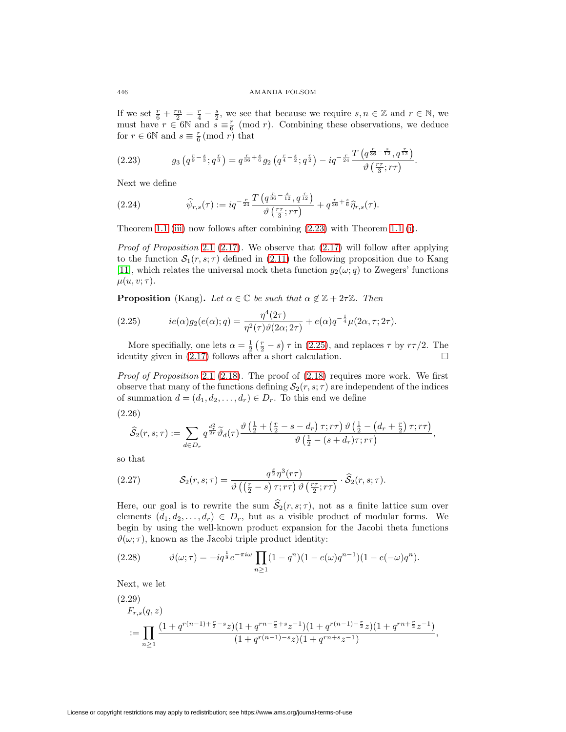If we set $\frac{r}{6} + \frac{rn}{2} = \frac{r}{4} - \frac{s}{2}$, we see that because we require $s, n \in \mathbb{Z}$ and $r \in \mathbb{N}$, we must have $r \in 6\mathbb{N}$ and $s \equiv \frac{r}{6} \pmod{r}$. Combining these observations, we deduce for $r \in 6\mathbb{N}$ and $s \equiv \frac{r}{6} \pmod{r}$ that

$$g_3\left(q^{\frac{r}{9}-\frac{s}{3}}; q^{\frac{r}{3}}\right) = q^{\frac{r}{36}+\frac{s}{6}} g_2\left(q^{\frac{r}{4}-\frac{s}{2}}; q^{\frac{r}{2}}\right) - iq^{-\frac{r}{24}} \frac{T\left(q^{\frac{r}{36}-\frac{s}{12}}, q^{\frac{r}{12}}\right)}{\vartheta\left(\frac{r\tau}{3}; r\tau\right)}. \tag{2.23}$$

Next we define

$$\widehat{\psi}_{r,s}(\tau) := iq^{-\frac{r}{24}} \frac{T\left(q^{\frac{r}{36}-\frac{s}{12}}, q^{\frac{r}{12}}\right)}{\vartheta\left(\frac{r\tau}{3}; r\tau\right)} + q^{\frac{r}{36}+\frac{s}{6}} \widehat{\eta}_{r,s}(\tau). \tag{2.24}$$

Theorem 1.1 (iii) now follows after combining (2.23) with Theorem 1.1 (i).

*Proof of Proposition* 2.1 (2.17). We observe that (2.17) will follow after applying to the function $\mathcal{S}_1(r, s; \tau)$ defined in (2.11) the following proposition due to Kang [11], which relates the universal mock theta function $g_2(\omega; q)$ to Zwegers' functions $\mu(u, v; \tau)$.

**Proposition** (Kang). *Let $\alpha \in \mathbb{C}$ be such that $\alpha \notin \mathbb{Z} + 2\tau\mathbb{Z}$. Then*

$$ie(\alpha) g_2(e(\alpha); q) = \frac{\eta^4(2\tau)}{\eta^2(\tau)\vartheta(2\alpha; 2\tau)} + e(\alpha) q^{-\frac{1}{4}} \mu(2\alpha, \tau; 2\tau). \tag{2.25}$$

More specifically, one lets $\alpha = \frac{1}{2}\left(\frac{r}{2} - s\right)\tau$ in (2.25), and replaces $\tau$ by $r\tau/2$. The identity given in (2.17) follows after a short calculation. $\square$

*Proof of Proposition* 2.1 (2.18). The proof of (2.18) requires more work. We first observe that many of the functions defining $\mathcal{S}_2(r, s; \tau)$ are independent of the indices of summation $d = (d_1, d_2, \ldots, d_r) \in D_r$. To this end we define

$$\widehat{\mathcal{S}}_2(r, s; \tau) := \sum_{d \in D_r} q^{\frac{d_r^2}{2r}} \widetilde{\vartheta}_d(\tau) \frac{\vartheta\left(\frac{1}{2} + \left(\frac{r}{2} - s - d_r\right)\tau; r\tau\right) \vartheta\left(\frac{1}{2} - \left(d_r + \frac{r}{2}\right)\tau; r\tau\right)}{\vartheta\left(\frac{1}{2} - (s + d_r)\tau; r\tau\right)}, \tag{2.26}$$

so that

$$\mathcal{S}_2(r, s; \tau) = \frac{q^{\frac{s}{2}} \eta^3(r\tau)}{\vartheta\left(\left(\frac{r}{2} - s\right)\tau; r\tau\right) \vartheta\left(\frac{r\tau}{2}; r\tau\right)} \cdot \widehat{\mathcal{S}}_2(r, s; \tau). \tag{2.27}$$

Here, our goal is to rewrite the sum $\widehat{\mathcal{S}}_2(r, s; \tau)$, not as a finite lattice sum over elements $(d_1, d_2, \ldots, d_r) \in D_r$, but as a visible product of modular forms. We begin by using the well-known product expansion for the Jacobi theta functions $\vartheta(\omega; \tau)$, known as the Jacobi triple product identity:

$$\vartheta(\omega; \tau) = -iq^{\frac{1}{8}} e^{-\pi i \omega} \prod_{n \geq 1} (1 - q^n)(1 - e(\omega) q^{n-1})(1 - e(-\omega) q^n). \tag{2.28}$$

Next, we let

$$F_{r,s}(q, z) := \prod_{n \geq 1} \frac{(1 + q^{r(n-1)+\frac{r}{2}-s} z)(1 + q^{rn-\frac{r}{2}+s} z^{-1})(1 + q^{r(n-1)-\frac{r}{2}} z)(1 + q^{rn+\frac{r}{2}} z^{-1})}{(1 + q^{r(n-1)-s} z)(1 + q^{rn+s} z^{-1})}, \tag{2.29}$$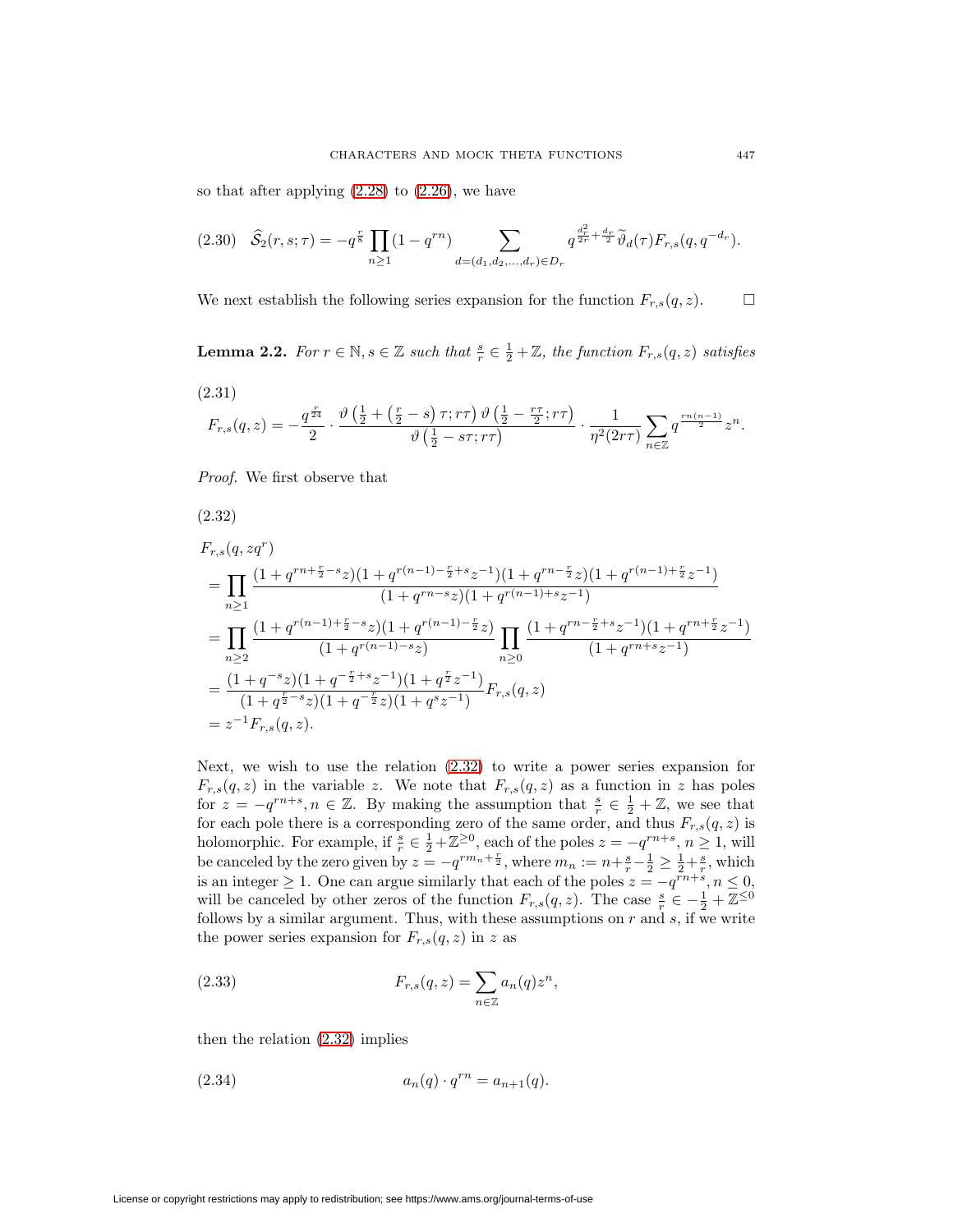so that after applying (2.28) to (2.26), we have

$$\widehat{\mathcal{S}}_2(r,s;\tau) = -q^{\frac{r}{8}} \prod_{n\geq 1}(1-q^{rn}) \sum_{d=(d_1,d_2,\ldots,d_r)\in D_r} q^{\frac{d_r^2}{2r}+\frac{d_r}{2}} \widetilde{\vartheta}_d(\tau) F_{r,s}(q,q^{-d_r}). \tag{2.30}$$

We next establish the following series expansion for the function $F_{r,s}(q,z)$. $\square$

**Lemma 2.2.** *For $r \in \mathbb{N}, s \in \mathbb{Z}$ such that $\frac{s}{r} \in \frac{1}{2}+\mathbb{Z}$, the function $F_{r,s}(q,z)$ satisfies*

$$F_{r,s}(q,z) = -\frac{q^{\frac{r}{24}}}{2} \cdot \frac{\vartheta\left(\frac{1}{2}+\left(\frac{r}{2}-s\right)\tau; r\tau\right)\vartheta\left(\frac{1}{2}-\frac{r\tau}{2}; r\tau\right)}{\vartheta\left(\frac{1}{2}-s\tau; r\tau\right)} \cdot \frac{1}{\eta^2(2r\tau)} \sum_{n\in\mathbb{Z}} q^{\frac{rn(n-1)}{2}} z^n. \tag{2.31}$$

*Proof.* We first observe that

$$\begin{aligned}
&F_{r,s}(q,zq^r) \\
&= \prod_{n\geq 1} \frac{(1+q^{rn+\frac{r}{2}-s}z)(1+q^{r(n-1)-\frac{r}{2}+s}z^{-1})(1+q^{rn-\frac{r}{2}}z)(1+q^{r(n-1)+\frac{r}{2}}z^{-1})}{(1+q^{rn-s}z)(1+q^{r(n-1)+s}z^{-1})} \\
&= \prod_{n\geq 2} \frac{(1+q^{r(n-1)+\frac{r}{2}-s}z)(1+q^{r(n-1)-\frac{r}{2}}z)}{(1+q^{r(n-1)-s}z)} \prod_{n\geq 0} \frac{(1+q^{rn-\frac{r}{2}+s}z^{-1})(1+q^{rn+\frac{r}{2}}z^{-1})}{(1+q^{rn+s}z^{-1})} \\
&= \frac{(1+q^{-s}z)(1+q^{-\frac{r}{2}+s}z^{-1})(1+q^{\frac{r}{2}}z^{-1})}{(1+q^{\frac{r}{2}-s}z)(1+q^{-\frac{r}{2}}z)(1+q^{s}z^{-1})} F_{r,s}(q,z) \\
&= z^{-1}F_{r,s}(q,z).
\end{aligned} \tag{2.32}$$

Next, we wish to use the relation (2.32) to write a power series expansion for $F_{r,s}(q,z)$ in the variable $z$. We note that $F_{r,s}(q,z)$ as a function in $z$ has poles for $z = -q^{rn+s}, n \in \mathbb{Z}$. By making the assumption that $\frac{s}{r} \in \frac{1}{2}+\mathbb{Z}$, we see that for each pole there is a corresponding zero of the same order, and thus $F_{r,s}(q,z)$ is holomorphic. For example, if $\frac{s}{r} \in \frac{1}{2}+\mathbb{Z}^{\geq 0}$, each of the poles $z = -q^{rn+s}, n \geq 1$, will be canceled by the zero given by $z = -q^{rm_n+\frac{r}{2}}$, where $m_n := n+\frac{s}{r}-\frac{1}{2} \geq \frac{1}{2}+\frac{s}{r}$, which is an integer $\geq 1$. One can argue similarly that each of the poles $z = -q^{rn+s}, n \leq 0$, will be canceled by other zeros of the function $F_{r,s}(q,z)$. The case $\frac{s}{r} \in -\frac{1}{2}+\mathbb{Z}^{\leq 0}$ follows by a similar argument. Thus, with these assumptions on $r$ and $s$, if we write the power series expansion for $F_{r,s}(q,z)$ in $z$ as

$$F_{r,s}(q,z) = \sum_{n\in\mathbb{Z}} a_n(q) z^n, \tag{2.33}$$

then the relation (2.32) implies

$$a_n(q) \cdot q^{rn} = a_{n+1}(q). \tag{2.34}$$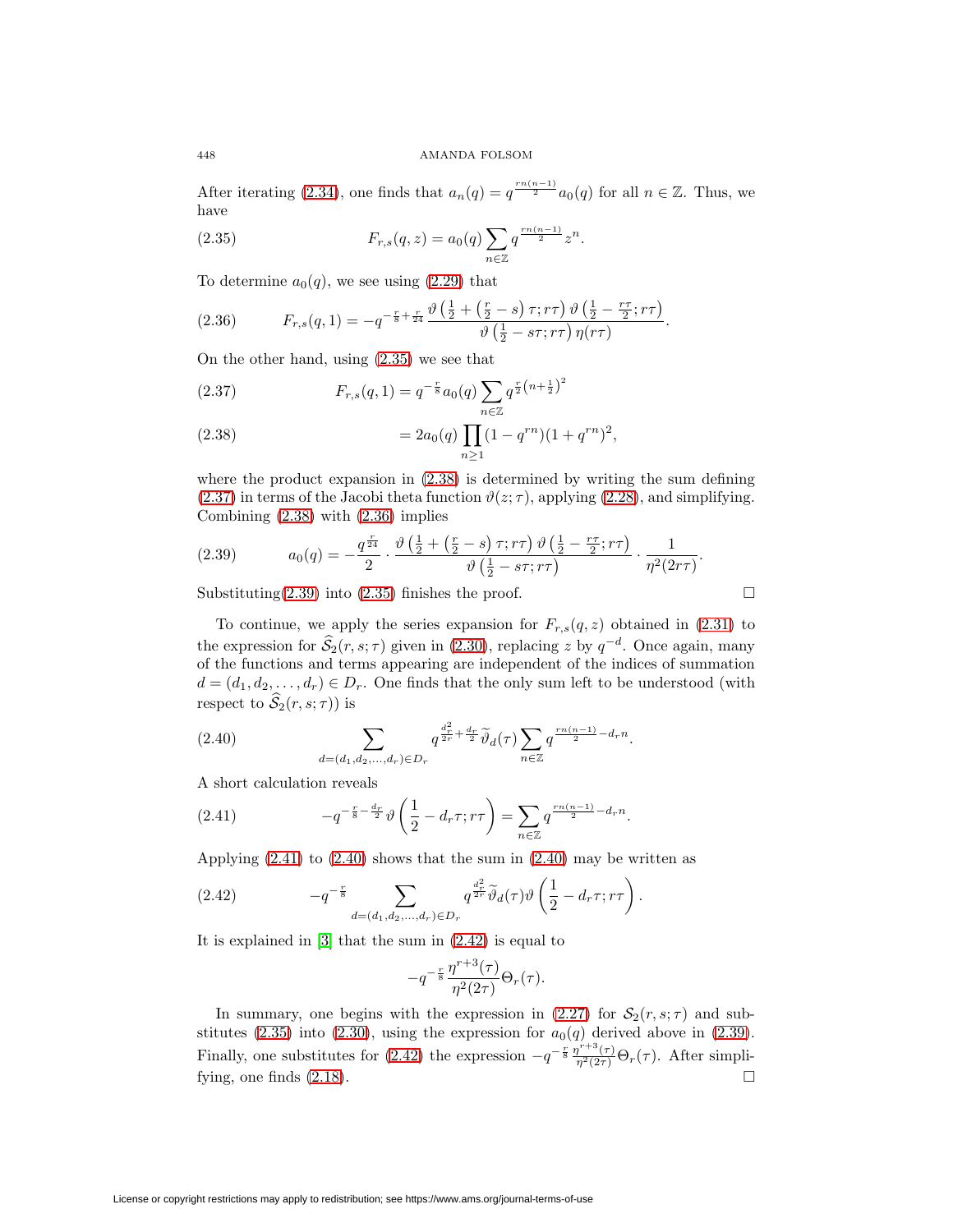After iterating (2.34), one finds that $a_n(q) = q^{\frac{rn(n-1)}{2}} a_0(q)$ for all $n \in \mathbb{Z}$. Thus, we have

$$F_{r,s}(q,z) = a_0(q) \sum_{n\in\mathbb{Z}} q^{\frac{rn(n-1)}{2}} z^n. \tag{2.35}$$

To determine $a_0(q)$, we see using (2.29) that

$$F_{r,s}(q,1) = -q^{-\frac{r}{8}+\frac{r}{24}} \frac{\vartheta\left(\frac{1}{2}+\left(\frac{r}{2}-s\right)\tau; r\tau\right)\vartheta\left(\frac{1}{2}-\frac{r\tau}{2}; r\tau\right)}{\vartheta\left(\frac{1}{2}-s\tau; r\tau\right)\eta(r\tau)}. \tag{2.36}$$

On the other hand, using (2.35) we see that

$$F_{r,s}(q,1) = q^{-\frac{r}{8}} a_0(q) \sum_{n\in\mathbb{Z}} q^{\frac{r}{2}\left(n+\frac{1}{2}\right)^2} \tag{2.37}$$

$$= 2a_0(q) \prod_{n\geq 1} (1-q^{rn})(1+q^{rn})^2, \tag{2.38}$$

where the product expansion in (2.38) is determined by writing the sum defining (2.37) in terms of the Jacobi theta function $\vartheta(z;\tau)$, applying (2.28), and simplifying. Combining (2.38) with (2.36) implies

$$a_0(q) = -\frac{q^{\frac{r}{24}}}{2} \cdot \frac{\vartheta\left(\frac{1}{2}+\left(\frac{r}{2}-s\right)\tau; r\tau\right)\vartheta\left(\frac{1}{2}-\frac{r\tau}{2}; r\tau\right)}{\vartheta\left(\frac{1}{2}-s\tau; r\tau\right)} \cdot \frac{1}{\eta^2(2r\tau)}. \tag{2.39}$$

Substituting(2.39) into (2.35) finishes the proof. $\square$

To continue, we apply the series expansion for $F_{r,s}(q,z)$ obtained in (2.31) to the expression for $\widehat{\mathcal{S}}_2(r,s;\tau)$ given in (2.30), replacing $z$ by $q^{-d}$. Once again, many of the functions and terms appearing are independent of the indices of summation $d = (d_1, d_2, \ldots, d_r) \in D_r$. One finds that the only sum left to be understood (with respect to $\widehat{\mathcal{S}}_2(r,s;\tau)$) is

$$\sum_{d=(d_1,d_2,\ldots,d_r)\in D_r} q^{\frac{d_r^2}{2r}+\frac{d_r}{2}} \widetilde{\vartheta}_d(\tau) \sum_{n\in\mathbb{Z}} q^{\frac{rn(n-1)}{2}-d_r n}. \tag{2.40}$$

A short calculation reveals

$$-q^{-\frac{r}{8}-\frac{d_r}{2}} \vartheta\left(\frac{1}{2}-d_r\tau; r\tau\right) = \sum_{n\in\mathbb{Z}} q^{\frac{rn(n-1)}{2}-d_r n}. \tag{2.41}$$

Applying (2.41) to (2.40) shows that the sum in (2.40) may be written as

$$-q^{-\frac{r}{8}} \sum_{d=(d_1,d_2,\ldots,d_r)\in D_r} q^{\frac{d_r^2}{2r}} \widetilde{\vartheta}_d(\tau) \vartheta\left(\frac{1}{2}-d_r\tau; r\tau\right). \tag{2.42}$$

It is explained in [3] that the sum in (2.42) is equal to

$$-q^{-\frac{r}{8}} \frac{\eta^{r+3}(\tau)}{\eta^2(2\tau)} \Theta_r(\tau).$$

In summary, one begins with the expression in (2.27) for $\mathcal{S}_2(r,s;\tau)$ and substitutes (2.35) into (2.30), using the expression for $a_0(q)$ derived above in (2.39). Finally, one substitutes for (2.42) the expression $-q^{-\frac{r}{8}} \frac{\eta^{r+3}(\tau)}{\eta^2(2\tau)} \Theta_r(\tau)$. After simplifying, one finds (2.18). $\square$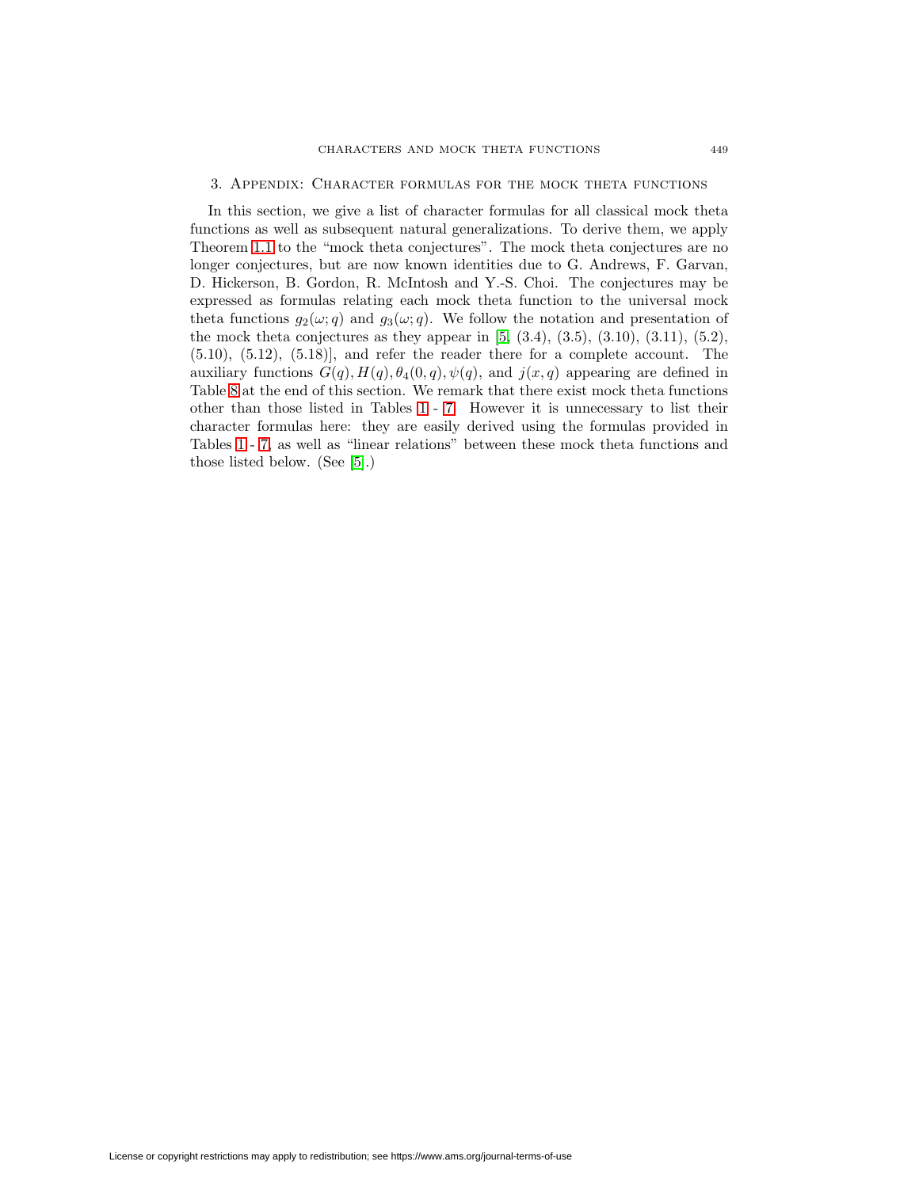## 3. Appendix: Character formulas for the mock theta functions

In this section, we give a list of character formulas for all classical mock theta functions as well as subsequent natural generalizations. To derive them, we apply Theorem 1.1 to the "mock theta conjectures". The mock theta conjectures are no longer conjectures, but are now known identities due to G. Andrews, F. Garvan, D. Hickerson, B. Gordon, R. McIntosh and Y.-S. Choi. The conjectures may be expressed as formulas relating each mock theta function to the universal mock theta functions $g_2(\omega; q)$ and $g_3(\omega; q)$. We follow the notation and presentation of the mock theta conjectures as they appear in [5, (3.4), (3.5), (3.10), (3.11), (5.2), (5.10), (5.12), (5.18)], and refer the reader there for a complete account. The auxiliary functions $G(q), H(q), \theta_4(0, q), \psi(q)$, and $j(x, q)$ appearing are defined in Table 8 at the end of this section. We remark that there exist mock theta functions other than those listed in Tables 1 - 7. However it is unnecessary to list their character formulas here: they are easily derived using the formulas provided in Tables 1 - 7, as well as "linear relations" between these mock theta functions and those listed below. (See [5].)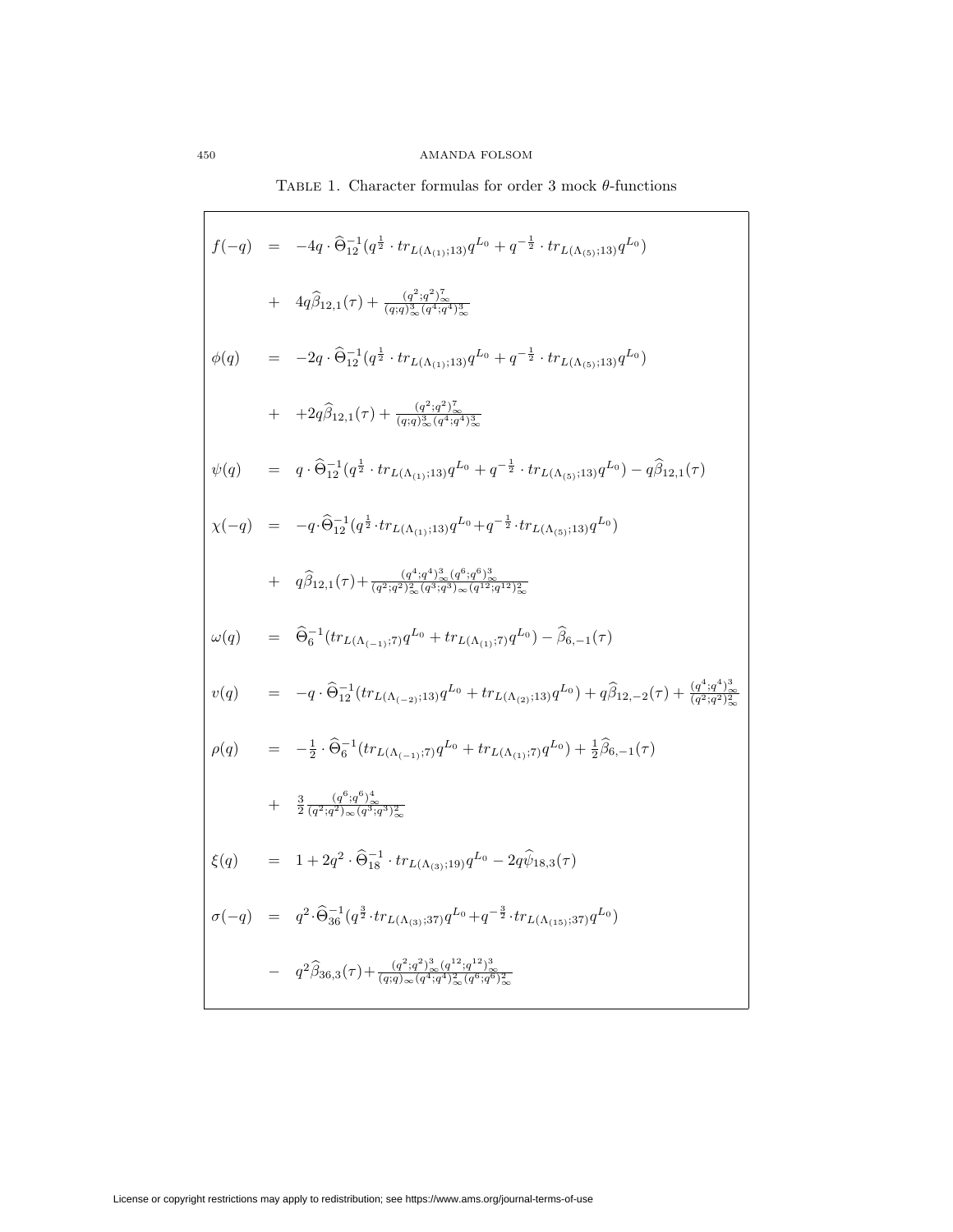Table 1. Character formulas for order 3 mock $\theta$-functions

$$
\begin{aligned}
f(-q) &= -4q\cdot\widehat{\Theta}_{12}^{-1}(q^{\frac{1}{2}}\cdot tr_{L(\Lambda_{(1)};13)}q^{L_0}+q^{-\frac{1}{2}}\cdot tr_{L(\Lambda_{(5)};13)}q^{L_0}) \\
&\quad + 4q\widehat{\beta}_{12,1}(\tau)+\frac{(q^2;q^2)_\infty^7}{(q;q)_\infty^3(q^4;q^4)_\infty^3} \\
\phi(q) &= -2q\cdot\widehat{\Theta}_{12}^{-1}(q^{\frac{1}{2}}\cdot tr_{L(\Lambda_{(1)};13)}q^{L_0}+q^{-\frac{1}{2}}\cdot tr_{L(\Lambda_{(5)};13)}q^{L_0}) \\
&\quad + +2q\widehat{\beta}_{12,1}(\tau)+\frac{(q^2;q^2)_\infty^7}{(q;q)_\infty^3(q^4;q^4)_\infty^3} \\
\psi(q) &= q\cdot\widehat{\Theta}_{12}^{-1}(q^{\frac{1}{2}}\cdot tr_{L(\Lambda_{(1)};13)}q^{L_0}+q^{-\frac{1}{2}}\cdot tr_{L(\Lambda_{(5)};13)}q^{L_0})-q\widehat{\beta}_{12,1}(\tau) \\
\chi(-q) &= -q\cdot\widehat{\Theta}_{12}^{-1}(q^{\frac{1}{2}}\cdot tr_{L(\Lambda_{(1)};13)}q^{L_0}+q^{-\frac{1}{2}}\cdot tr_{L(\Lambda_{(5)};13)}q^{L_0}) \\
&\quad + q\widehat{\beta}_{12,1}(\tau)+\frac{(q^4;q^4)_\infty^3(q^6;q^6)_\infty^3}{(q^2;q^2)_\infty^2(q^3;q^3)_\infty(q^{12};q^{12})_\infty^2} \\
\omega(q) &= \widehat{\Theta}_{6}^{-1}(tr_{L(\Lambda_{(-1)};7)}q^{L_0}+tr_{L(\Lambda_{(1)};7)}q^{L_0})-\widehat{\beta}_{6,-1}(\tau) \\
v(q) &= -q\cdot\widehat{\Theta}_{12}^{-1}(tr_{L(\Lambda_{(-2)};13)}q^{L_0}+tr_{L(\Lambda_{(2)};13)}q^{L_0})+q\widehat{\beta}_{12,-2}(\tau)+\frac{(q^4;q^4)_\infty^3}{(q^2;q^2)_\infty^2} \\
\rho(q) &= -\frac{1}{2}\cdot\widehat{\Theta}_{6}^{-1}(tr_{L(\Lambda_{(-1)};7)}q^{L_0}+tr_{L(\Lambda_{(1)};7)}q^{L_0})+\frac{1}{2}\widehat{\beta}_{6,-1}(\tau) \\
&\quad + \frac{3}{2}\frac{(q^6;q^6)_\infty^4}{(q^2;q^2)_\infty(q^3;q^3)_\infty^2} \\
\xi(q) &= 1+2q^2\cdot\widehat{\Theta}_{18}^{-1}\cdot tr_{L(\Lambda_{(3)};19)}q^{L_0}-2q\widehat{\psi}_{18,3}(\tau) \\
\sigma(-q) &= q^2\cdot\widehat{\Theta}_{36}^{-1}(q^{\frac{3}{2}}\cdot tr_{L(\Lambda_{(3)};37)}q^{L_0}+q^{-\frac{3}{2}}\cdot tr_{L(\Lambda_{(15)};37)}q^{L_0}) \\
&\quad - q^2\widehat{\beta}_{36,3}(\tau)+\frac{(q^2;q^2)_\infty^3(q^{12};q^{12})_\infty^3}{(q;q)_\infty(q^4;q^4)_\infty^2(q^6;q^6)_\infty^2}
\end{aligned}
$$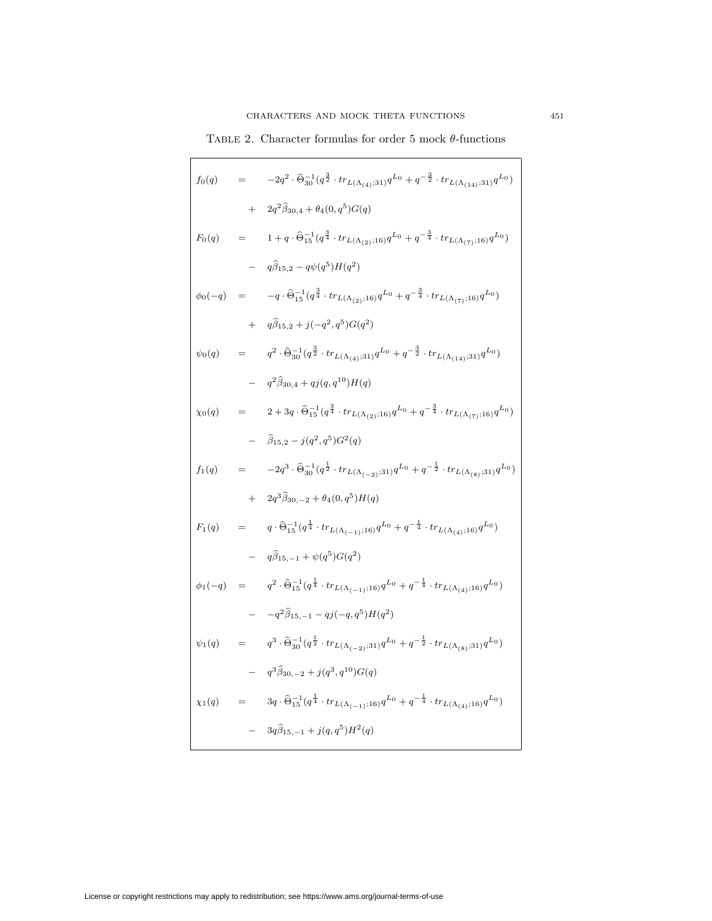Table 2. Character formulas for order 5 mock $\theta$-functions

$$
\begin{aligned}
f_0(q) &= -2q^2 \cdot \widehat{\Theta}_{30}^{-1}(q^{\frac{3}{2}} \cdot tr_{L(\Lambda_{(4)};31)}q^{L_0} + q^{-\frac{3}{2}} \cdot tr_{L(\Lambda_{(14)};31)}q^{L_0}) \\
&\quad + 2q^2\widehat{\beta}_{30,4} + \theta_4(0,q^5)G(q) \\
F_0(q) &= 1 + q \cdot \widehat{\Theta}_{15}^{-1}(q^{\frac{3}{4}} \cdot tr_{L(\Lambda_{(2)};16)}q^{L_0} + q^{-\frac{3}{4}} \cdot tr_{L(\Lambda_{(7)};16)}q^{L_0}) \\
&\quad - q\widehat{\beta}_{15,2} - q\psi(q^5)H(q^2) \\
\phi_0(-q) &= -q \cdot \widehat{\Theta}_{15}^{-1}(q^{\frac{3}{4}} \cdot tr_{L(\Lambda_{(2)};16)}q^{L_0} + q^{-\frac{3}{4}} \cdot tr_{L(\Lambda_{(7)};16)}q^{L_0}) \\
&\quad + q\widehat{\beta}_{15,2} + j(-q^2,q^5)G(q^2) \\
\psi_0(q) &= q^2 \cdot \widehat{\Theta}_{30}^{-1}(q^{\frac{3}{2}} \cdot tr_{L(\Lambda_{(4)};31)}q^{L_0} + q^{-\frac{3}{2}} \cdot tr_{L(\Lambda_{(14)};31)}q^{L_0}) \\
&\quad - q^2\widehat{\beta}_{30,4} + qj(q,q^{10})H(q) \\
\chi_0(q) &= 2 + 3q \cdot \widehat{\Theta}_{15}^{-1}(q^{\frac{3}{4}} \cdot tr_{L(\Lambda_{(2)};16)}q^{L_0} + q^{-\frac{3}{4}} \cdot tr_{L(\Lambda_{(7)};16)}q^{L_0}) \\
&\quad - \widehat{\beta}_{15,2} - j(q^2,q^5)G^2(q) \\
f_1(q) &= -2q^3 \cdot \widehat{\Theta}_{30}^{-1}(q^{\frac{1}{2}} \cdot tr_{L(\Lambda_{(-2)};31)}q^{L_0} + q^{-\frac{1}{2}} \cdot tr_{L(\Lambda_{(8)};31)}q^{L_0}) \\
&\quad + 2q^3\widehat{\beta}_{30,-2} + \theta_4(0,q^5)H(q) \\
F_1(q) &= q \cdot \widehat{\Theta}_{15}^{-1}(q^{\frac{1}{4}} \cdot tr_{L(\Lambda_{(-1)};16)}q^{L_0} + q^{-\frac{1}{4}} \cdot tr_{L(\Lambda_{(4)};16)}q^{L_0}) \\
&\quad - q\widehat{\beta}_{15,-1} + \psi(q^5)G(q^2) \\
\phi_1(-q) &= q^2 \cdot \widehat{\Theta}_{15}^{-1}(q^{\frac{1}{4}} \cdot tr_{L(\Lambda_{(-1)};16)}q^{L_0} + q^{-\frac{1}{4}} \cdot tr_{L(\Lambda_{(4)};16)}q^{L_0}) \\
&\quad - -q^2\widehat{\beta}_{15,-1} - qj(-q,q^5)H(q^2) \\
\psi_1(q) &= q^3 \cdot \widehat{\Theta}_{30}^{-1}(q^{\frac{1}{2}} \cdot tr_{L(\Lambda_{(-2)};31)}q^{L_0} + q^{-\frac{1}{2}} \cdot tr_{L(\Lambda_{(8)};31)}q^{L_0}) \\
&\quad - q^3\widehat{\beta}_{30,-2} + j(q^3,q^{10})G(q) \\
\chi_1(q) &= 3q \cdot \widehat{\Theta}_{15}^{-1}(q^{\frac{1}{4}} \cdot tr_{L(\Lambda_{(-1)};16)}q^{L_0} + q^{-\frac{1}{4}} \cdot tr_{L(\Lambda_{(4)};16)}q^{L_0}) \\
&\quad - 3q\widehat{\beta}_{15,-1} + j(q,q^5)H^2(q)
\end{aligned}
$$

License or copyright restrictions may apply to redistribution; see https://www.ams.org/journal-terms-of-use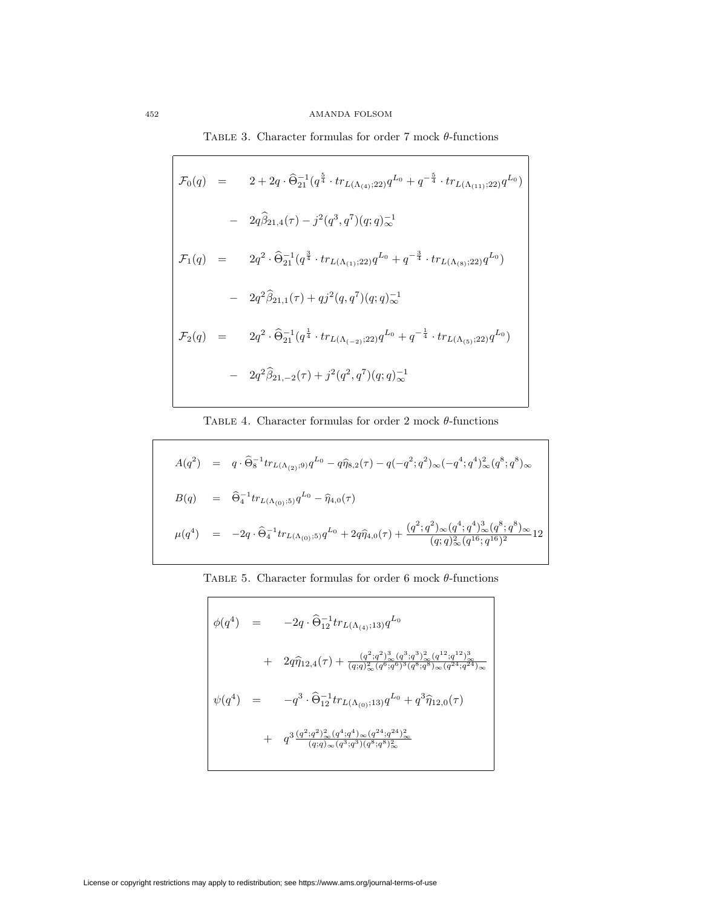TABLE 3. Character formulas for order 7 mock $\theta$-functions

$$
\begin{aligned}
\mathcal{F}_0(q) &= 2 + 2q \cdot \widehat{\Theta}_{21}^{-1}(q^{\frac{5}{4}} \cdot tr_{L(\Lambda_{(4)};22)}q^{L_0} + q^{-\frac{5}{4}} \cdot tr_{L(\Lambda_{(11)};22)}q^{L_0}) \\
&\quad - 2q\widehat{\beta}_{21,4}(\tau) - j^2(q^3, q^7)(q;q)_\infty^{-1} \\
\mathcal{F}_1(q) &= 2q^2 \cdot \widehat{\Theta}_{21}^{-1}(q^{\frac{3}{4}} \cdot tr_{L(\Lambda_{(1)};22)}q^{L_0} + q^{-\frac{3}{4}} \cdot tr_{L(\Lambda_{(8)};22)}q^{L_0}) \\
&\quad - 2q^2\widehat{\beta}_{21,1}(\tau) + qj^2(q, q^7)(q;q)_\infty^{-1} \\
\mathcal{F}_2(q) &= 2q^2 \cdot \widehat{\Theta}_{21}^{-1}(q^{\frac{1}{4}} \cdot tr_{L(\Lambda_{(-2)};22)}q^{L_0} + q^{-\frac{1}{4}} \cdot tr_{L(\Lambda_{(5)};22)}q^{L_0}) \\
&\quad - 2q^2\widehat{\beta}_{21,-2}(\tau) + j^2(q^2, q^7)(q;q)_\infty^{-1}
\end{aligned}
$$

TABLE 4. Character formulas for order 2 mock $\theta$-functions

$$
\begin{aligned}
A(q^2) &= q \cdot \widehat{\Theta}_8^{-1} tr_{L(\Lambda_{(2)};9)}q^{L_0} - q\widehat{\eta}_{8,2}(\tau) - q(-q^2;q^2)_\infty(-q^4;q^4)_\infty^2(q^8;q^8)_\infty \\
B(q) &= \widehat{\Theta}_4^{-1} tr_{L(\Lambda_{(0)};5)}q^{L_0} - \widehat{\eta}_{4,0}(\tau) \\
\mu(q^4) &= -2q \cdot \widehat{\Theta}_4^{-1} tr_{L(\Lambda_{(0)};5)}q^{L_0} + 2q\widehat{\eta}_{4,0}(\tau) + \frac{(q^2;q^2)_\infty(q^4;q^4)_\infty^3(q^8;q^8)_\infty}{(q;q)_\infty^2(q^{16};q^{16})^2}12
\end{aligned}
$$

TABLE 5. Character formulas for order 6 mock $\theta$-functions

$$
\begin{aligned}
\phi(q^4) &= -2q \cdot \widehat{\Theta}_{12}^{-1} tr_{L(\Lambda_{(4)};13)}q^{L_0} \\
&\quad + 2q\widehat{\eta}_{12,4}(\tau) + \frac{(q^2;q^2)_\infty^3(q^3;q^3)_\infty^2(q^{12};q^{12})_\infty^3}{(q;q)_\infty^2(q^6;q^6)^3(q^8;q^8)_\infty(q^{24};q^{24})_\infty} \\
\psi(q^4) &= -q^3 \cdot \widehat{\Theta}_{12}^{-1} tr_{L(\Lambda_{(0)};13)}q^{L_0} + q^3\widehat{\eta}_{12,0}(\tau) \\
&\quad + q^3 \frac{(q^2;q^2)_\infty^2(q^4;q^4)_\infty(q^{24};q^{24})_\infty^2}{(q;q)_\infty(q^3;q^3)(q^8;q^8)_\infty^2}
\end{aligned}
$$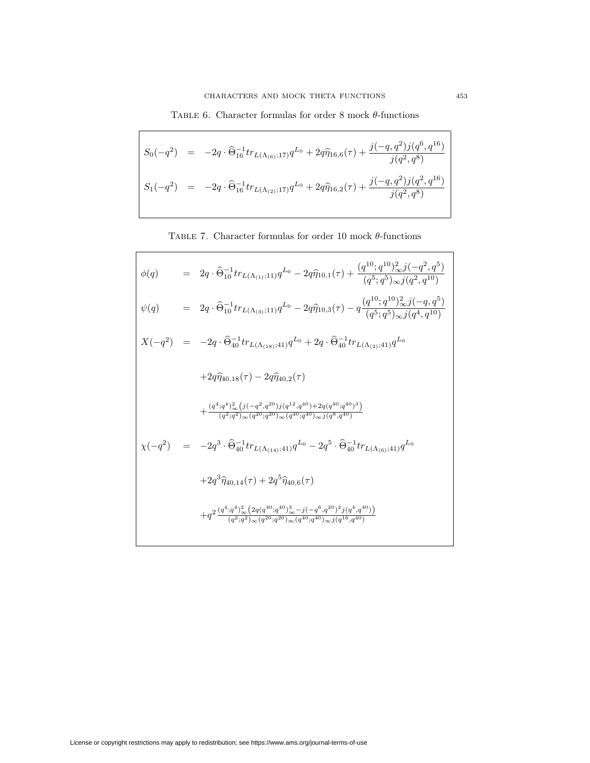Table 6. Character formulas for order 8 mock $\theta$-functions

$$S_0(-q^2) = -2q \cdot \widehat{\Theta}_{16}^{-1} tr_{L(\Lambda_{(6)};17)} q^{L_0} + 2q\widehat{\eta}_{16,6}(\tau) + \frac{j(-q,q^2)j(q^6,q^{16})}{j(q^2,q^8)}$$

$$S_1(-q^2) = -2q \cdot \widehat{\Theta}_{16}^{-1} tr_{L(\Lambda_{(2)};17)} q^{L_0} + 2q\widehat{\eta}_{16,2}(\tau) + \frac{j(-q,q^2)j(q^2,q^{16})}{j(q^2,q^8)}$$

Table 7. Character formulas for order 10 mock $\theta$-functions

$$\phi(q) = 2q \cdot \widehat{\Theta}_{10}^{-1} tr_{L(\Lambda_{(1)};11)} q^{L_0} - 2q\widehat{\eta}_{10,1}(\tau) + \frac{(q^{10};q^{10})_\infty^2 j(-q^2,q^5)}{(q^5;q^5)_\infty j(q^2,q^{10})}$$

$$\psi(q) = 2q \cdot \widehat{\Theta}_{10}^{-1} tr_{L(\Lambda_{(3)};11)} q^{L_0} - 2q\widehat{\eta}_{10,3}(\tau) - q\frac{(q^{10};q^{10})_\infty^2 j(-q,q^5)}{(q^5;q^5)_\infty j(q^4,q^{10})}$$

$$\begin{aligned} X(-q^2) = {} & -2q \cdot \widehat{\Theta}_{40}^{-1} tr_{L(\Lambda_{(18)};41)} q^{L_0} + 2q \cdot \widehat{\Theta}_{40}^{-1} tr_{L(\Lambda_{(2)};41)} q^{L_0} \\ & + 2q\widehat{\eta}_{40,18}(\tau) - 2q\widehat{\eta}_{40,2}(\tau) \\ & + \frac{(q^4;q^4)_\infty^2 \left(j(-q^2,q^{20})j(q^{12},q^{40}) + 2q(q^{40};q^{40})^3\right)}{(q^2;q^2)_\infty (q^{20};q^{20})_\infty (q^{40};q^{40})_\infty j(q^8,q^{40})} \end{aligned}$$

$$\begin{aligned} \chi(-q^2) = {} & -2q^3 \cdot \widehat{\Theta}_{40}^{-1} tr_{L(\Lambda_{(14)};41)} q^{L_0} - 2q^5 \cdot \widehat{\Theta}_{40}^{-1} tr_{L(\Lambda_{(6)};41)} q^{L_0} \\ & + 2q^3\widehat{\eta}_{40,14}(\tau) + 2q^5\widehat{\eta}_{40,6}(\tau) \\ & + q^2 \frac{(q^4;q^4)_\infty^2 \left(2q(q^{40};q^{40})_\infty^3 - j(-q^6,q^{20})^2 j(q^4,q^{40})\right)}{(q^2;q^2)_\infty (q^{20};q^{20})_\infty (q^{40};q^{40})_\infty j(q^{16},q^{40})} \end{aligned}$$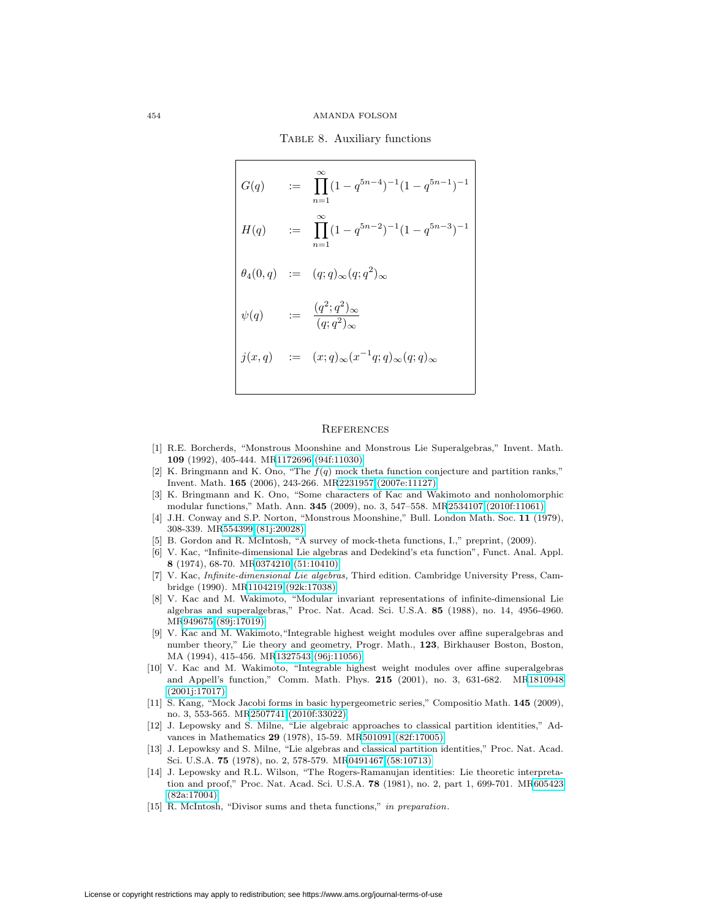TABLE 8. Auxiliary functions

| | | |
|---|---|---|
| $G(q)$ | $:=$ | $\prod_{n=1}^{\infty}(1-q^{5n-4})^{-1}(1-q^{5n-1})^{-1}$ |
| $H(q)$ | $:=$ | $\prod_{n=1}^{\infty}(1-q^{5n-2})^{-1}(1-q^{5n-3})^{-1}$ |
| $\theta_4(0,q)$ | $:=$ | $(q;q)_\infty(q;q^2)_\infty$ |
| $\psi(q)$ | $:=$ | $\dfrac{(q^2;q^2)_\infty}{(q;q^2)_\infty}$ |
| $j(x,q)$ | $:=$ | $(x;q)_\infty(x^{-1}q;q)_\infty(q;q)_\infty$ |

## REFERENCES

[1] R.E. Borcherds, "Monstrous Moonshine and Monstrous Lie Superalgebras," Invent. Math. **109** (1992), 405-444. MR1172696 (94f:11030)

[2] K. Bringmann and K. Ono, "The $f(q)$ mock theta function conjecture and partition ranks," Invent. Math. **165** (2006), 243-266. MR2231957 (2007e:11127)

[3] K. Bringmann and K. Ono, "Some characters of Kac and Wakimoto and nonholomorphic modular functions," Math. Ann. **345** (2009), no. 3, 547–558. MR2534107 (2010f:11061)

[4] J.H. Conway and S.P. Norton, "Monstrous Moonshine," Bull. London Math. Soc. **11** (1979), 308-339. MR554399 (81j:20028)

[5] B. Gordon and R. McIntosh, "A survey of mock-theta functions, I.," preprint, (2009).

[6] V. Kac, "Infinite-dimensional Lie algebras and Dedekind's eta function", Funct. Anal. Appl. **8** (1974), 68-70. MR0374210 (51:10410)

[7] V. Kac, *Infinite-dimensional Lie algebras,* Third edition. Cambridge University Press, Cambridge (1990). MR1104219 (92k:17038)

[8] V. Kac and M. Wakimoto, "Modular invariant representations of infinite-dimensional Lie algebras and superalgebras," Proc. Nat. Acad. Sci. U.S.A. **85** (1988), no. 14, 4956-4960. MR949675 (89j:17019)

[9] V. Kac and M. Wakimoto,"Integrable highest weight modules over affine superalgebras and number theory," Lie theory and geometry, Progr. Math., **123**, Birkhauser Boston, Boston, MA (1994), 415-456. MR1327543 (96j:11056)

[10] V. Kac and M. Wakimoto, "Integrable highest weight modules over affine superalgebras and Appell's function," Comm. Math. Phys. **215** (2001), no. 3, 631-682. MR1810948 (2001j:17017)

[11] S. Kang, "Mock Jacobi forms in basic hypergeometric series," Compositio Math. **145** (2009), no. 3, 553-565. MR2507741 (2010f:33022)

[12] J. Lepowsky and S. Milne, "Lie algebraic approaches to classical partition identities," Advances in Mathematics **29** (1978), 15-59. MR501091 (82f:17005)

[13] J. Lepowksy and S. Milne, "Lie algebras and classical partition identities," Proc. Nat. Acad. Sci. U.S.A. **75** (1978), no. 2, 578-579. MR0491467 (58:10713)

[14] J. Lepowsky and R.L. Wilson, "The Rogers-Ramanujan identities: Lie theoretic interpretation and proof," Proc. Nat. Acad. Sci. U.S.A. **78** (1981), no. 2, part 1, 699-701. MR605423 (82a:17004)

[15] R. McIntosh, "Divisor sums and theta functions," *in preparation.*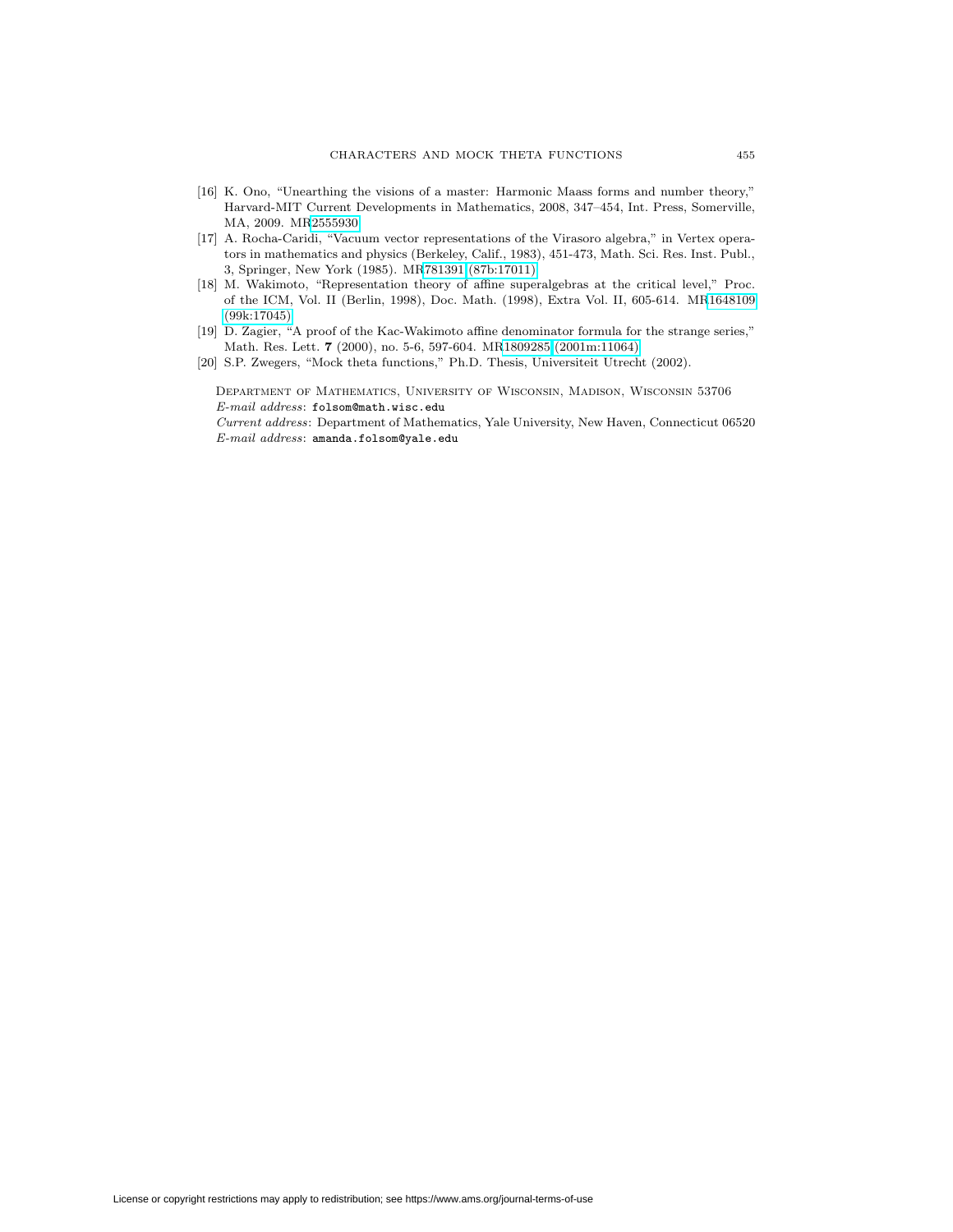[16] K. Ono, "Unearthing the visions of a master: Harmonic Maass forms and number theory," Harvard-MIT Current Developments in Mathematics, 2008, 347–454, Int. Press, Somerville, MA, 2009. MR2555930

[17] A. Rocha-Caridi, "Vacuum vector representations of the Virasoro algebra," in Vertex operators in mathematics and physics (Berkeley, Calif., 1983), 451-473, Math. Sci. Res. Inst. Publ., 3, Springer, New York (1985). MR781391 (87b:17011)

[18] M. Wakimoto, "Representation theory of affine superalgebras at the critical level," Proc. of the ICM, Vol. II (Berlin, 1998), Doc. Math. (1998), Extra Vol. II, 605-614. MR1648109 (99k:17045)

[19] D. Zagier, "A proof of the Kac-Wakimoto affine denominator formula for the strange series," Math. Res. Lett. **7** (2000), no. 5-6, 597-604. MR1809285 (2001m:11064)

[20] S.P. Zwegers, "Mock theta functions," Ph.D. Thesis, Universiteit Utrecht (2002).

Department of Mathematics, University of Wisconsin, Madison, Wisconsin 53706
*E-mail address*: folsom@math.wisc.edu

*Current address*: Department of Mathematics, Yale University, New Haven, Connecticut 06520
*E-mail address*: amanda.folsom@yale.edu